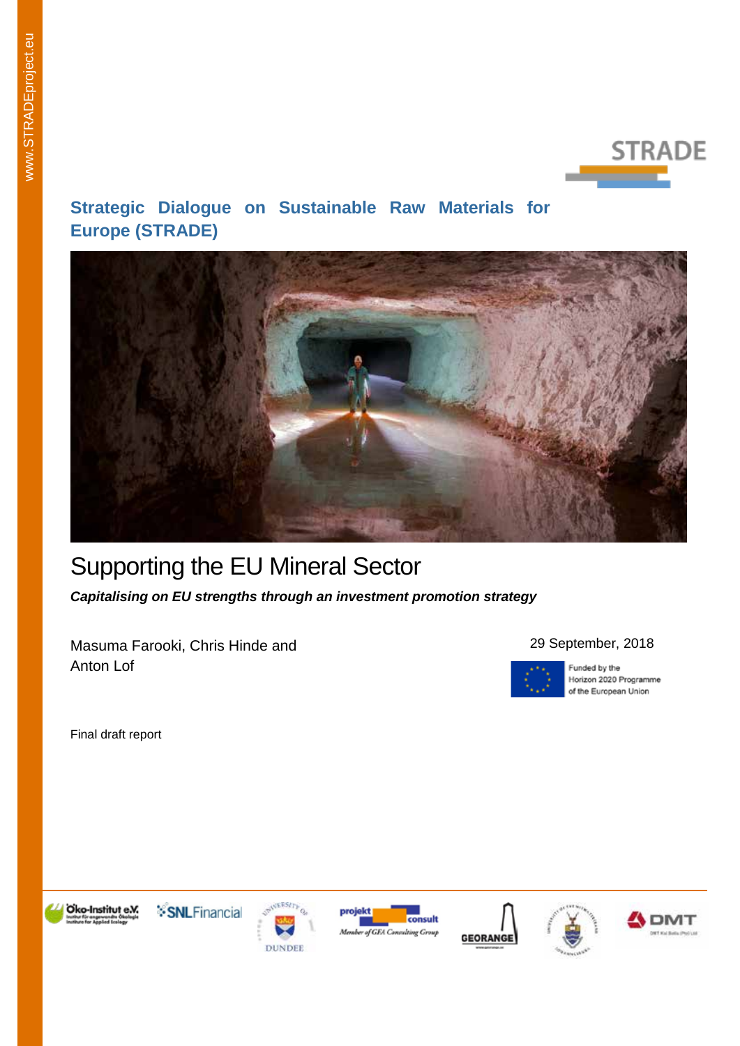www.STRADEproject.eu

STRADE

**Strategic Dialogue on Sustainable Raw Materials for Europe (STRADE)**

# Supporting the EU Mineral Sector

***Capitalising on EU strengths through an investment promotion strategy***

Masuma Farooki, Chris Hinde and Anton Lof

29 September, 2018

Funded by the Horizon 2020 Programme of the European Union

Final draft report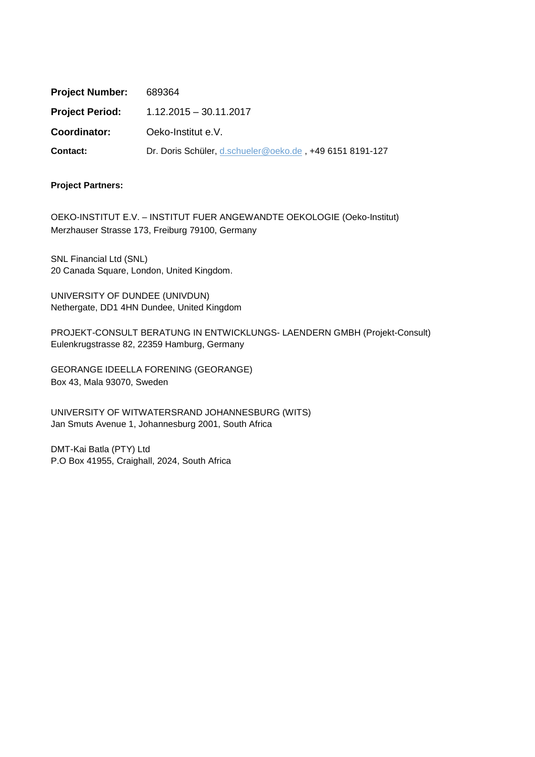| | |
|---|---|
| **Project Number:** | 689364 |
| **Project Period:** | 1.12.2015 – 30.11.2017 |
| **Coordinator:** | Oeko-Institut e.V. |
| **Contact:** | Dr. Doris Schüler, d.schueler@oeko.de , +49 6151 8191-127 |

**Project Partners:**

OEKO-INSTITUT E.V. – INSTITUT FUER ANGEWANDTE OEKOLOGIE (Oeko-Institut)
Merzhauser Strasse 173, Freiburg 79100, Germany

SNL Financial Ltd (SNL)
20 Canada Square, London, United Kingdom.

UNIVERSITY OF DUNDEE (UNIVDUN)
Nethergate, DD1 4HN Dundee, United Kingdom

PROJEKT-CONSULT BERATUNG IN ENTWICKLUNGS- LAENDERN GMBH (Projekt-Consult)
Eulenkrugstrasse 82, 22359 Hamburg, Germany

GEORANGE IDEELLA FORENING (GEORANGE)
Box 43, Mala 93070, Sweden

UNIVERSITY OF WITWATERSRAND JOHANNESBURG (WITS)
Jan Smuts Avenue 1, Johannesburg 2001, South Africa

DMT-Kai Batla (PTY) Ltd
P.O Box 41955, Craighall, 2024, South Africa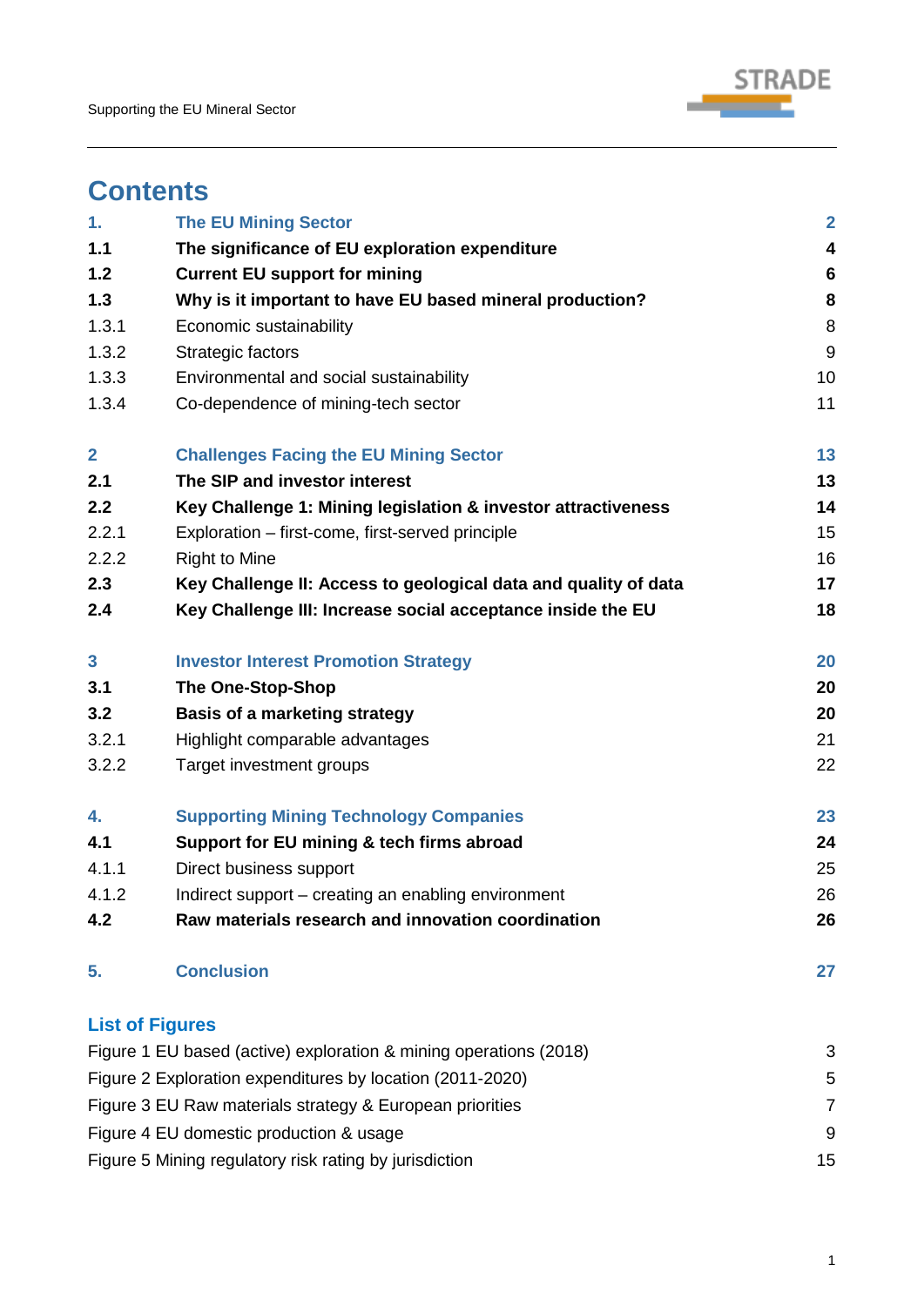# Contents

| | | |
|---|---|---|
| **1.** | **The EU Mining Sector** | **2** |
| **1.1** | **The significance of EU exploration expenditure** | **4** |
| **1.2** | **Current EU support for mining** | **6** |
| **1.3** | **Why is it important to have EU based mineral production?** | **8** |
| 1.3.1 | Economic sustainability | 8 |
| 1.3.2 | Strategic factors | 9 |
| 1.3.3 | Environmental and social sustainability | 10 |
| 1.3.4 | Co-dependence of mining-tech sector | 11 |
| **2** | **Challenges Facing the EU Mining Sector** | **13** |
| **2.1** | **The SIP and investor interest** | **13** |
| **2.2** | **Key Challenge 1: Mining legislation & investor attractiveness** | **14** |
| 2.2.1 | Exploration – first-come, first-served principle | 15 |
| 2.2.2 | Right to Mine | 16 |
| **2.3** | **Key Challenge II: Access to geological data and quality of data** | **17** |
| **2.4** | **Key Challenge III: Increase social acceptance inside the EU** | **18** |
| **3** | **Investor Interest Promotion Strategy** | **20** |
| **3.1** | **The One-Stop-Shop** | **20** |
| **3.2** | **Basis of a marketing strategy** | **20** |
| 3.2.1 | Highlight comparable advantages | 21 |
| 3.2.2 | Target investment groups | 22 |
| **4.** | **Supporting Mining Technology Companies** | **23** |
| **4.1** | **Support for EU mining & tech firms abroad** | **24** |
| 4.1.1 | Direct business support | 25 |
| 4.1.2 | Indirect support – creating an enabling environment | 26 |
| **4.2** | **Raw materials research and innovation coordination** | **26** |
| **5.** | **Conclusion** | **27** |

## List of Figures

| | |
|---|---|
| Figure 1 EU based (active) exploration & mining operations (2018) | 3 |
| Figure 2 Exploration expenditures by location (2011-2020) | 5 |
| Figure 3 EU Raw materials strategy & European priorities | 7 |
| Figure 4 EU domestic production & usage | 9 |
| Figure 5 Mining regulatory risk rating by jurisdiction | 15 |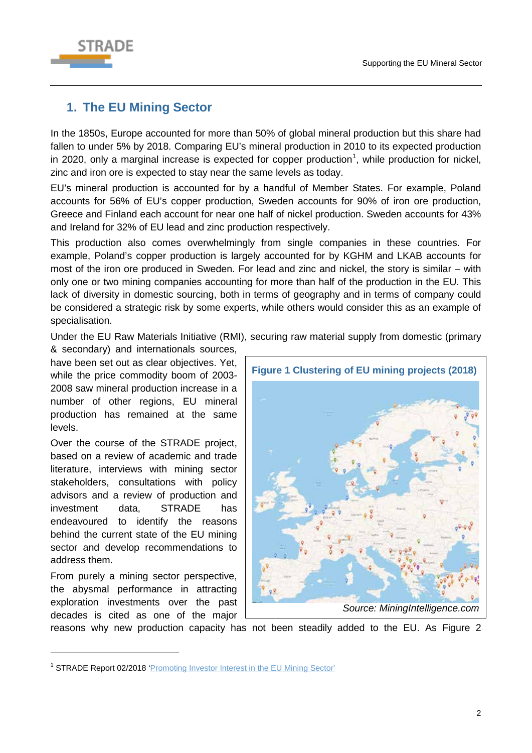## 1. The EU Mining Sector

In the 1850s, Europe accounted for more than 50% of global mineral production but this share had fallen to under 5% by 2018. Comparing EU's mineral production in 2010 to its expected production in 2020, only a marginal increase is expected for copper production[1], while production for nickel, zinc and iron ore is expected to stay near the same levels as today.

EU's mineral production is accounted for by a handful of Member States. For example, Poland accounts for 56% of EU's copper production, Sweden accounts for 90% of iron ore production, Greece and Finland each account for near one half of nickel production. Sweden accounts for 43% and Ireland for 32% of EU lead and zinc production respectively.

This production also comes overwhelmingly from single companies in these countries. For example, Poland's copper production is largely accounted for by KGHM and LKAB accounts for most of the iron ore produced in Sweden. For lead and zinc and nickel, the story is similar – with only one or two mining companies accounting for more than half of the production in the EU. This lack of diversity in domestic sourcing, both in terms of geography and in terms of company could be considered a strategic risk by some experts, while others would consider this as an example of specialisation.

Under the EU Raw Materials Initiative (RMI), securing raw material supply from domestic (primary & secondary) and internationals sources, have been set out as clear objectives. Yet, while the price commodity boom of 2003-2008 saw mineral production increase in a number of other regions, EU mineral production has remained at the same levels.

**Figure 1 Clustering of EU mining projects (2018)**

*Source: MiningIntelligence.com*

Over the course of the STRADE project, based on a review of academic and trade literature, interviews with mining sector stakeholders, consultations with policy advisors and a review of production and investment data, STRADE has endeavoured to identify the reasons behind the current state of the EU mining sector and develop recommendations to address them.

From purely a mining sector perspective, the abysmal performance in attracting exploration investments over the past decades is cited as one of the major reasons why new production capacity has not been steadily added to the EU. As Figure 2

[1] STRADE Report 02/2018 'Promoting Investor Interest in the EU Mining Sector'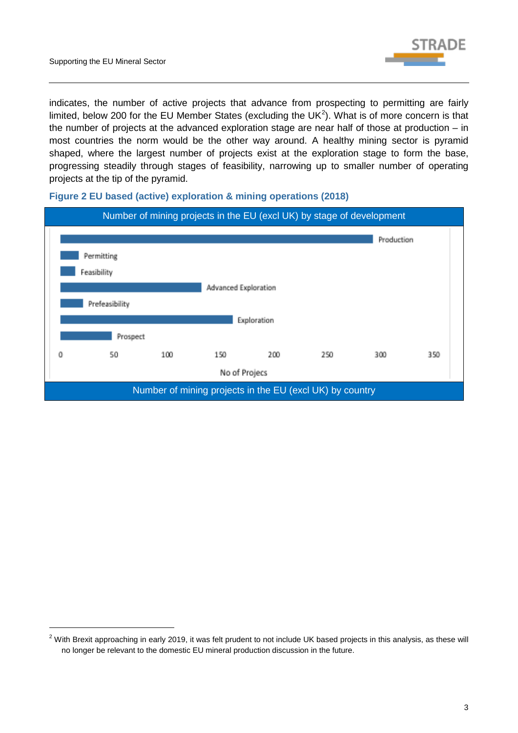indicates, the number of active projects that advance from prospecting to permitting are fairly limited, below 200 for the EU Member States (excluding the UK[2]). What is of more concern is that the number of projects at the advanced exploration stage are near half of those at production – in most countries the norm would be the other way around. A healthy mining sector is pyramid shaped, where the largest number of projects exist at the exploration stage to form the base, progressing steadily through stages of feasibility, narrowing up to smaller number of operating projects at the tip of the pyramid.

**Figure 2 EU based (active) exploration & mining operations (2018)**

Number of mining projects in the EU (excl UK) by stage of development

Production

Permitting

Feasibility

Advanced Exploration

Prefeasibility

Exploration

Prospect

0 50 100 150 200 250 300 350

No of Projecs

Number of mining projects in the EU (excl UK) by country

---

[2] With Brexit approaching in early 2019, it was felt prudent to not include UK based projects in this analysis, as these will no longer be relevant to the domestic EU mineral production discussion in the future.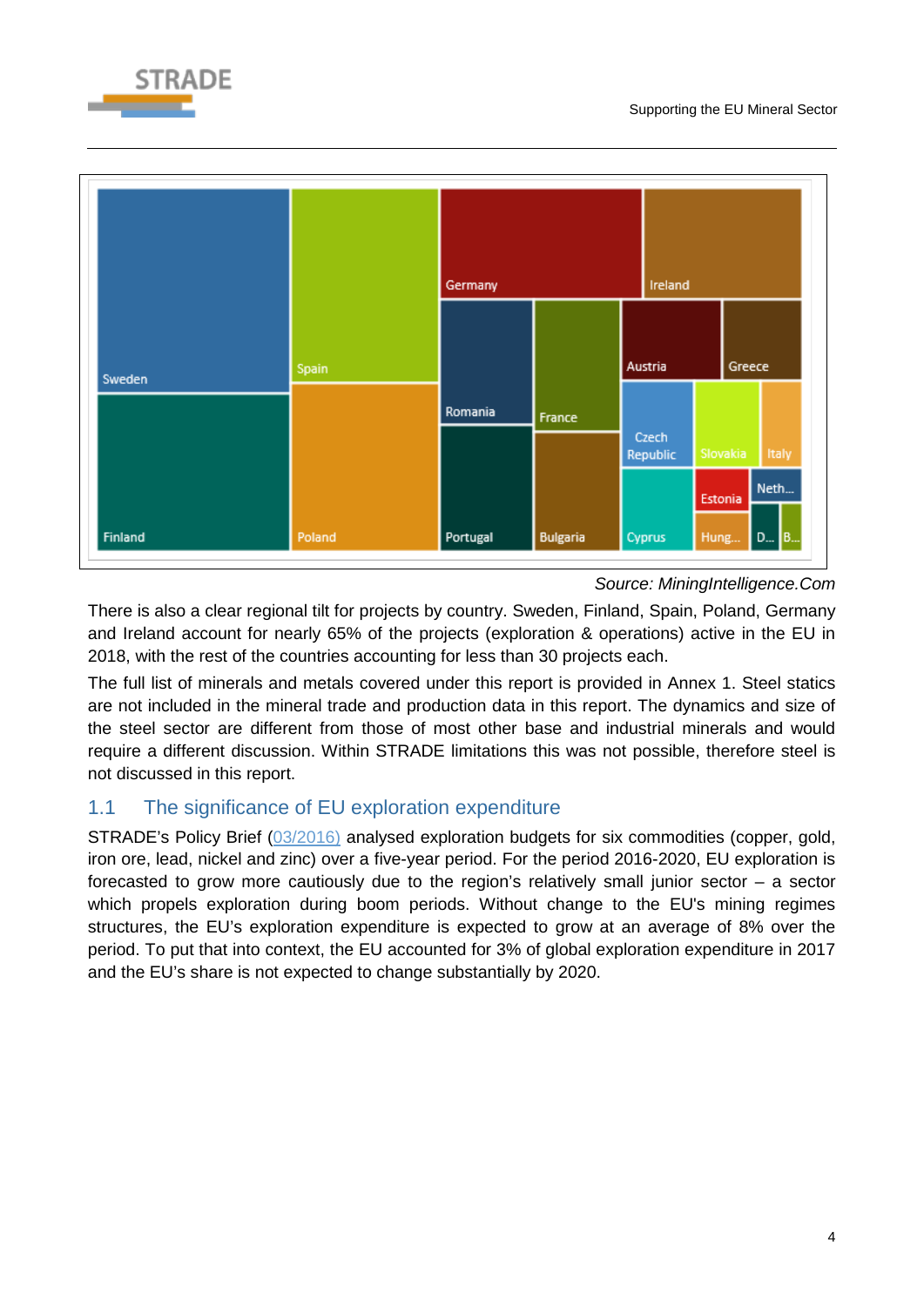Source: MiningIntelligence.Com

There is also a clear regional tilt for projects by country. Sweden, Finland, Spain, Poland, Germany and Ireland account for nearly 65% of the projects (exploration & operations) active in the EU in 2018, with the rest of the countries accounting for less than 30 projects each.

The full list of minerals and metals covered under this report is provided in Annex 1. Steel statics are not included in the mineral trade and production data in this report. The dynamics and size of the steel sector are different from those of most other base and industrial minerals and would require a different discussion. Within STRADE limitations this was not possible, therefore steel is not discussed in this report.

## 1.1 The significance of EU exploration expenditure

STRADE's Policy Brief (03/2016) analysed exploration budgets for six commodities (copper, gold, iron ore, lead, nickel and zinc) over a five-year period. For the period 2016-2020, EU exploration is forecasted to grow more cautiously due to the region's relatively small junior sector – a sector which propels exploration during boom periods. Without change to the EU's mining regimes structures, the EU's exploration expenditure is expected to grow at an average of 8% over the period. To put that into context, the EU accounted for 3% of global exploration expenditure in 2017 and the EU's share is not expected to change substantially by 2020.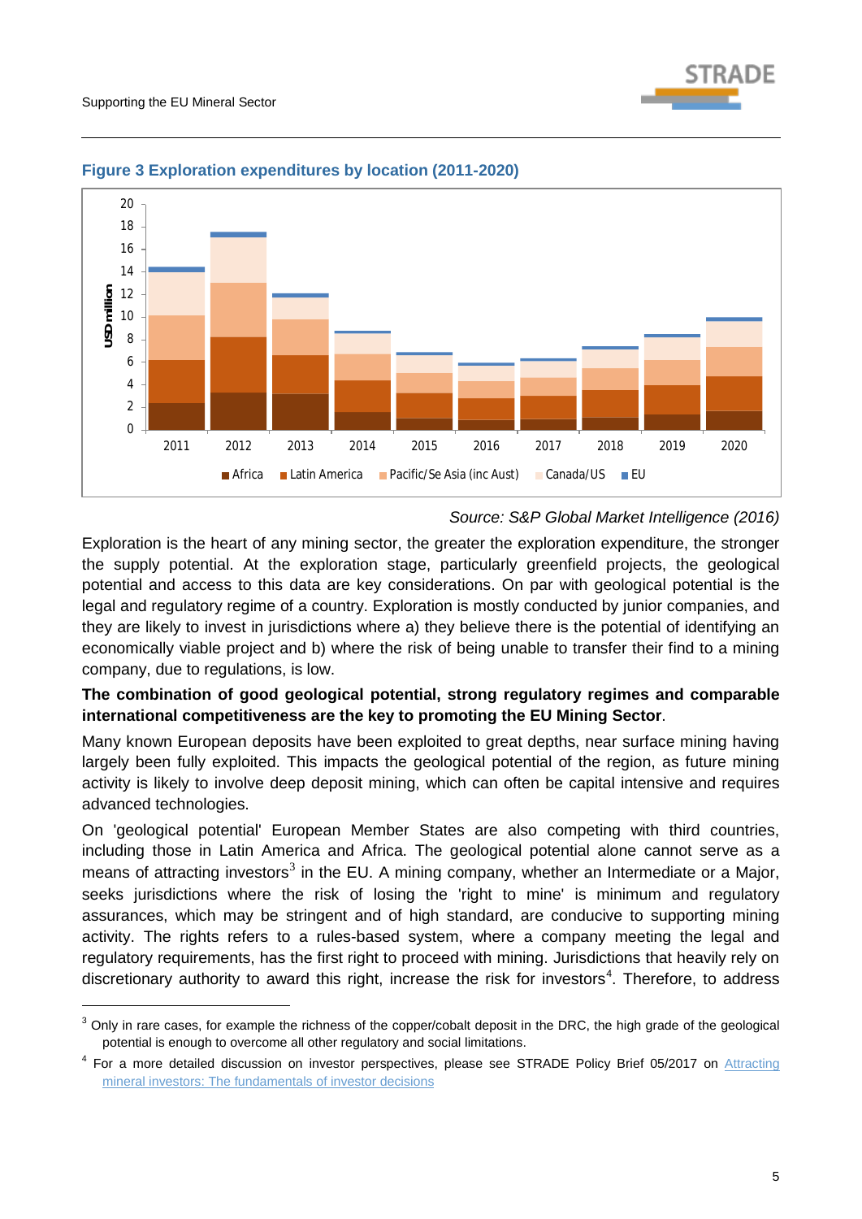**Figure 3 Exploration expenditures by location (2011-2020)**

*Source: S&P Global Market Intelligence (2016)*

Exploration is the heart of any mining sector, the greater the exploration expenditure, the stronger the supply potential. At the exploration stage, particularly greenfield projects, the geological potential and access to this data are key considerations. On par with geological potential is the legal and regulatory regime of a country. Exploration is mostly conducted by junior companies, and they are likely to invest in jurisdictions where a) they believe there is the potential of identifying an economically viable project and b) where the risk of being unable to transfer their find to a mining company, due to regulations, is low.

**The combination of good geological potential, strong regulatory regimes and comparable international competitiveness are the key to promoting the EU Mining Sector**.

Many known European deposits have been exploited to great depths, near surface mining having largely been fully exploited. This impacts the geological potential of the region, as future mining activity is likely to involve deep deposit mining, which can often be capital intensive and requires advanced technologies.

On 'geological potential' European Member States are also competing with third countries, including those in Latin America and Africa. The geological potential alone cannot serve as a means of attracting investors[3] in the EU. A mining company, whether an Intermediate or a Major, seeks jurisdictions where the risk of losing the 'right to mine' is minimum and regulatory assurances, which may be stringent and of high standard, are conducive to supporting mining activity. The rights refers to a rules-based system, where a company meeting the legal and regulatory requirements, has the first right to proceed with mining. Jurisdictions that heavily rely on discretionary authority to award this right, increase the risk for investors[4]. Therefore, to address

---

[3] Only in rare cases, for example the richness of the copper/cobalt deposit in the DRC, the high grade of the geological potential is enough to overcome all other regulatory and social limitations.

[4] For a more detailed discussion on investor perspectives, please see STRADE Policy Brief 05/2017 on Attracting mineral investors: The fundamentals of investor decisions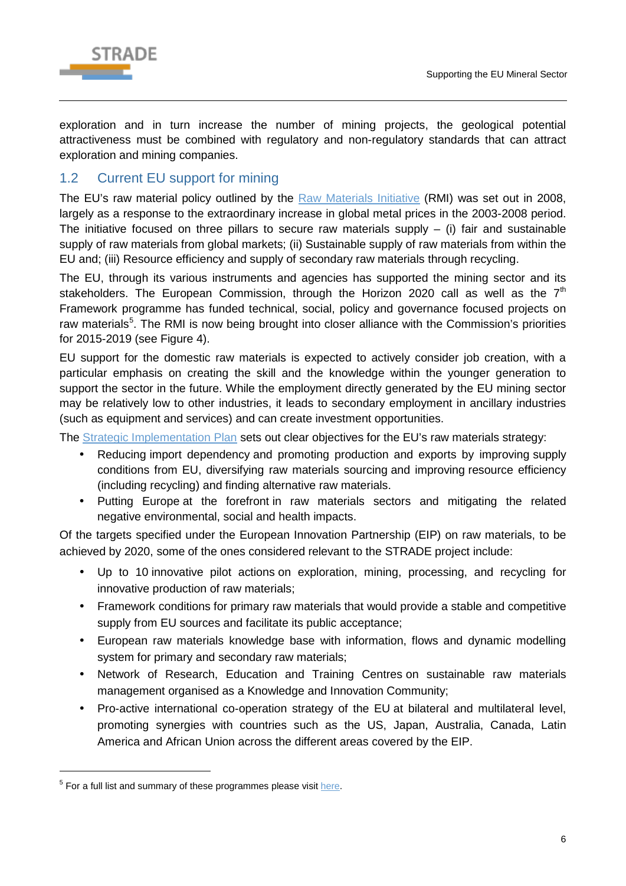exploration and in turn increase the number of mining projects, the geological potential attractiveness must be combined with regulatory and non-regulatory standards that can attract exploration and mining companies.

## 1.2 Current EU support for mining

The EU's raw material policy outlined by the Raw Materials Initiative (RMI) was set out in 2008, largely as a response to the extraordinary increase in global metal prices in the 2003-2008 period. The initiative focused on three pillars to secure raw materials supply – (i) fair and sustainable supply of raw materials from global markets; (ii) Sustainable supply of raw materials from within the EU and; (iii) Resource efficiency and supply of secondary raw materials through recycling.

The EU, through its various instruments and agencies has supported the mining sector and its stakeholders. The European Commission, through the Horizon 2020 call as well as the 7th Framework programme has funded technical, social, policy and governance focused projects on raw materials[5]. The RMI is now being brought into closer alliance with the Commission's priorities for 2015-2019 (see Figure 4).

EU support for the domestic raw materials is expected to actively consider job creation, with a particular emphasis on creating the skill and the knowledge within the younger generation to support the sector in the future. While the employment directly generated by the EU mining sector may be relatively low to other industries, it leads to secondary employment in ancillary industries (such as equipment and services) and can create investment opportunities.

The Strategic Implementation Plan sets out clear objectives for the EU's raw materials strategy:

- Reducing import dependency and promoting production and exports by improving supply conditions from EU, diversifying raw materials sourcing and improving resource efficiency (including recycling) and finding alternative raw materials.
- Putting Europe at the forefront in raw materials sectors and mitigating the related negative environmental, social and health impacts.

Of the targets specified under the European Innovation Partnership (EIP) on raw materials, to be achieved by 2020, some of the ones considered relevant to the STRADE project include:

- Up to 10 innovative pilot actions on exploration, mining, processing, and recycling for innovative production of raw materials;
- Framework conditions for primary raw materials that would provide a stable and competitive supply from EU sources and facilitate its public acceptance;
- European raw materials knowledge base with information, flows and dynamic modelling system for primary and secondary raw materials;
- Network of Research, Education and Training Centres on sustainable raw materials management organised as a Knowledge and Innovation Community;
- Pro-active international co-operation strategy of the EU at bilateral and multilateral level, promoting synergies with countries such as the US, Japan, Australia, Canada, Latin America and African Union across the different areas covered by the EIP.

[5] For a full list and summary of these programmes please visit here.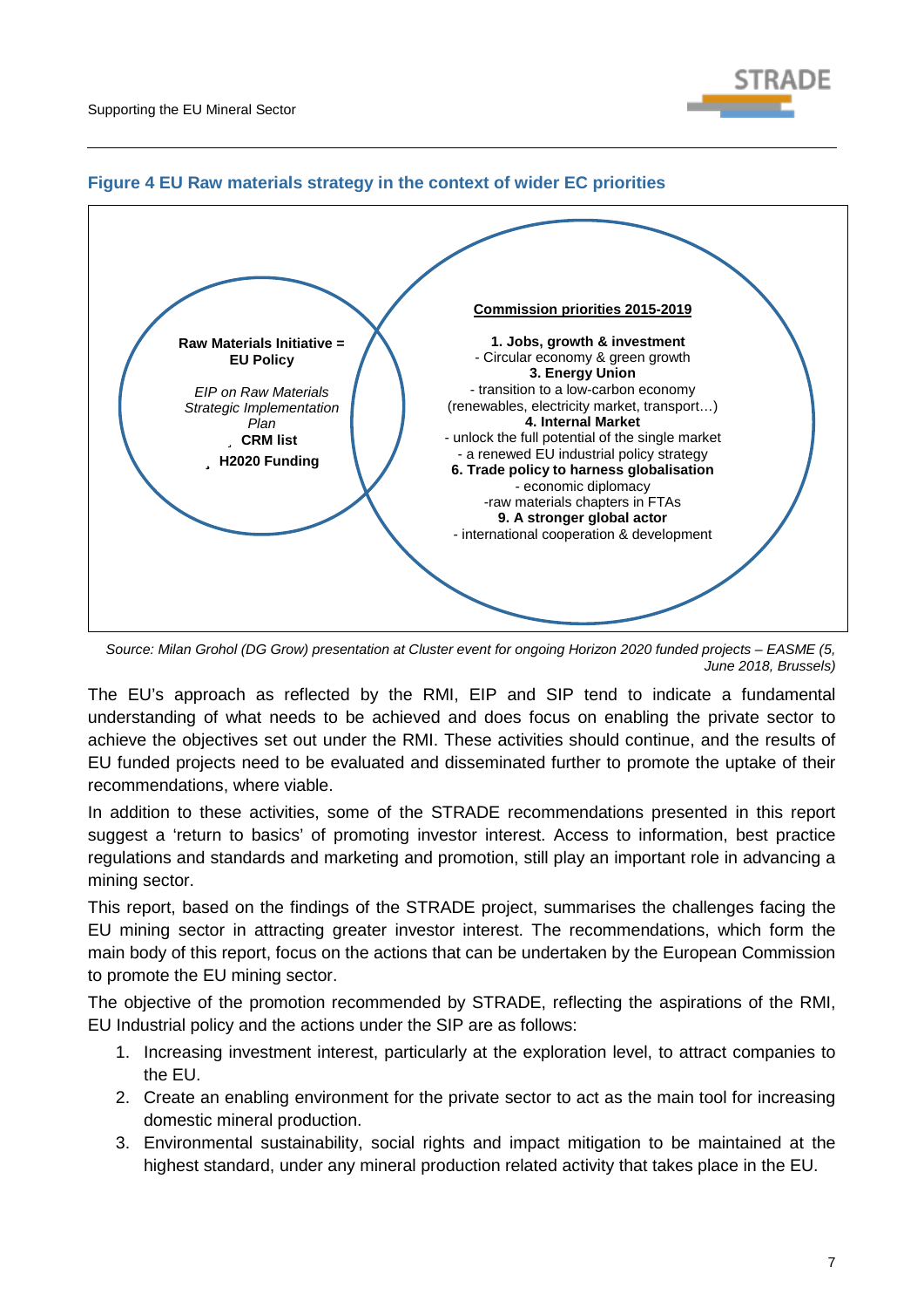**Figure 4 EU Raw materials strategy in the context of wider EC priorities**

**Raw Materials Initiative = EU Policy**

*EIP on Raw Materials Strategic Implementation Plan*

- **CRM list**
- **H2020 Funding**

**Commission priorities 2015-2019**

**1. Jobs, growth & investment**
- Circular economy & green growth

**3. Energy Union**
- transition to a low-carbon economy (renewables, electricity market, transport…)

**4. Internal Market**
- unlock the full potential of the single market
- a renewed EU industrial policy strategy

**6. Trade policy to harness globalisation**
- economic diplomacy
- raw materials chapters in FTAs

**9. A stronger global actor**
- international cooperation & development

*Source: Milan Grohol (DG Grow) presentation at Cluster event for ongoing Horizon 2020 funded projects – EASME (5, June 2018, Brussels)*

The EU's approach as reflected by the RMI, EIP and SIP tend to indicate a fundamental understanding of what needs to be achieved and does focus on enabling the private sector to achieve the objectives set out under the RMI. These activities should continue, and the results of EU funded projects need to be evaluated and disseminated further to promote the uptake of their recommendations, where viable.

In addition to these activities, some of the STRADE recommendations presented in this report suggest a 'return to basics' of promoting investor interest. Access to information, best practice regulations and standards and marketing and promotion, still play an important role in advancing a mining sector.

This report, based on the findings of the STRADE project, summarises the challenges facing the EU mining sector in attracting greater investor interest. The recommendations, which form the main body of this report, focus on the actions that can be undertaken by the European Commission to promote the EU mining sector.

The objective of the promotion recommended by STRADE, reflecting the aspirations of the RMI, EU Industrial policy and the actions under the SIP are as follows:

1. Increasing investment interest, particularly at the exploration level, to attract companies to the EU.
2. Create an enabling environment for the private sector to act as the main tool for increasing domestic mineral production.
3. Environmental sustainability, social rights and impact mitigation to be maintained at the highest standard, under any mineral production related activity that takes place in the EU.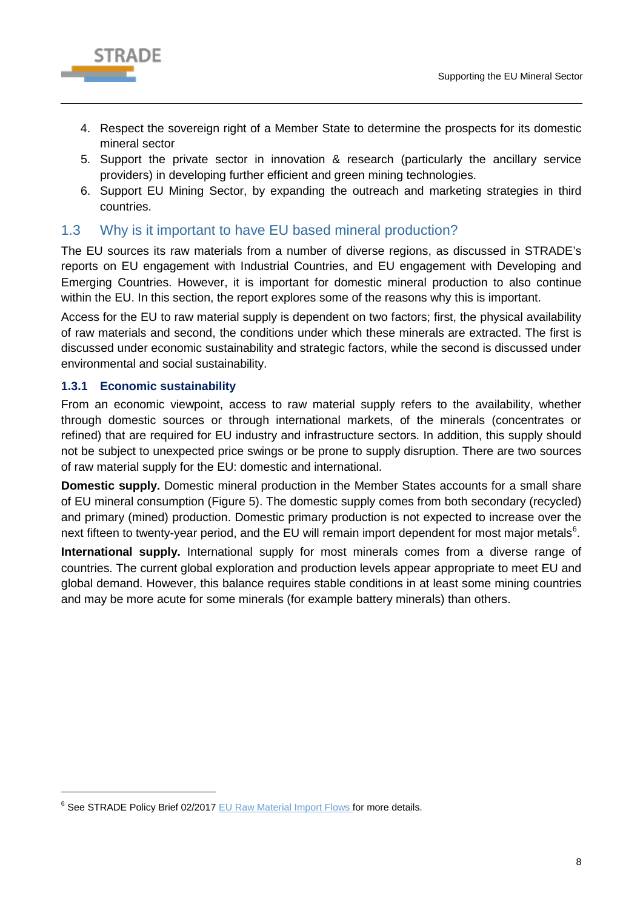4. Respect the sovereign right of a Member State to determine the prospects for its domestic mineral sector
5. Support the private sector in innovation & research (particularly the ancillary service providers) in developing further efficient and green mining technologies.
6. Support EU Mining Sector, by expanding the outreach and marketing strategies in third countries.

## 1.3 Why is it important to have EU based mineral production?

The EU sources its raw materials from a number of diverse regions, as discussed in STRADE's reports on EU engagement with Industrial Countries, and EU engagement with Developing and Emerging Countries. However, it is important for domestic mineral production to also continue within the EU. In this section, the report explores some of the reasons why this is important.

Access for the EU to raw material supply is dependent on two factors; first, the physical availability of raw materials and second, the conditions under which these minerals are extracted. The first is discussed under economic sustainability and strategic factors, while the second is discussed under environmental and social sustainability.

### 1.3.1 Economic sustainability

From an economic viewpoint, access to raw material supply refers to the availability, whether through domestic sources or through international markets, of the minerals (concentrates or refined) that are required for EU industry and infrastructure sectors. In addition, this supply should not be subject to unexpected price swings or be prone to supply disruption. There are two sources of raw material supply for the EU: domestic and international.

**Domestic supply.** Domestic mineral production in the Member States accounts for a small share of EU mineral consumption (Figure 5). The domestic supply comes from both secondary (recycled) and primary (mined) production. Domestic primary production is not expected to increase over the next fifteen to twenty-year period, and the EU will remain import dependent for most major metals[6].

**International supply.** International supply for most minerals comes from a diverse range of countries. The current global exploration and production levels appear appropriate to meet EU and global demand. However, this balance requires stable conditions in at least some mining countries and may be more acute for some minerals (for example battery minerals) than others.

[6] See STRADE Policy Brief 02/2017 EU Raw Material Import Flows for more details.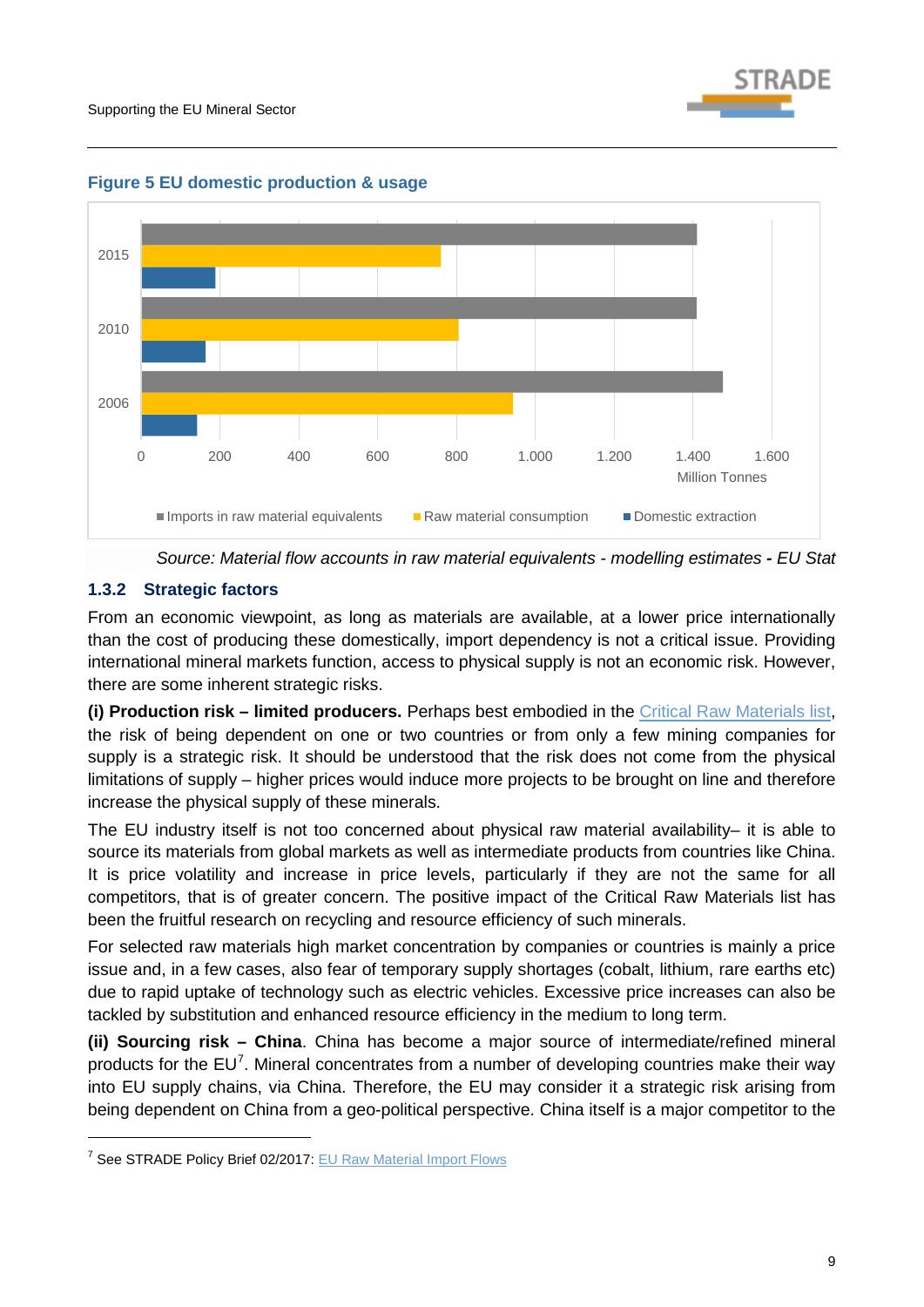**Figure 5 EU domestic production & usage**

*Source: Material flow accounts in raw material equivalents - modelling estimates - EU Stat*

### 1.3.2 Strategic factors

From an economic viewpoint, as long as materials are available, at a lower price internationally than the cost of producing these domestically, import dependency is not a critical issue. Providing international mineral markets function, access to physical supply is not an economic risk. However, there are some inherent strategic risks.

**(i) Production risk – limited producers.** Perhaps best embodied in the Critical Raw Materials list, the risk of being dependent on one or two countries or from only a few mining companies for supply is a strategic risk. It should be understood that the risk does not come from the physical limitations of supply – higher prices would induce more projects to be brought on line and therefore increase the physical supply of these minerals.

The EU industry itself is not too concerned about physical raw material availability– it is able to source its materials from global markets as well as intermediate products from countries like China. It is price volatility and increase in price levels, particularly if they are not the same for all competitors, that is of greater concern. The positive impact of the Critical Raw Materials list has been the fruitful research on recycling and resource efficiency of such minerals.

For selected raw materials high market concentration by companies or countries is mainly a price issue and, in a few cases, also fear of temporary supply shortages (cobalt, lithium, rare earths etc) due to rapid uptake of technology such as electric vehicles. Excessive price increases can also be tackled by substitution and enhanced resource efficiency in the medium to long term.

**(ii) Sourcing risk – China**. China has become a major source of intermediate/refined mineral products for the EU[7]. Mineral concentrates from a number of developing countries make their way into EU supply chains, via China. Therefore, the EU may consider it a strategic risk arising from being dependent on China from a geo-political perspective. China itself is a major competitor to the

[7] See STRADE Policy Brief 02/2017: EU Raw Material Import Flows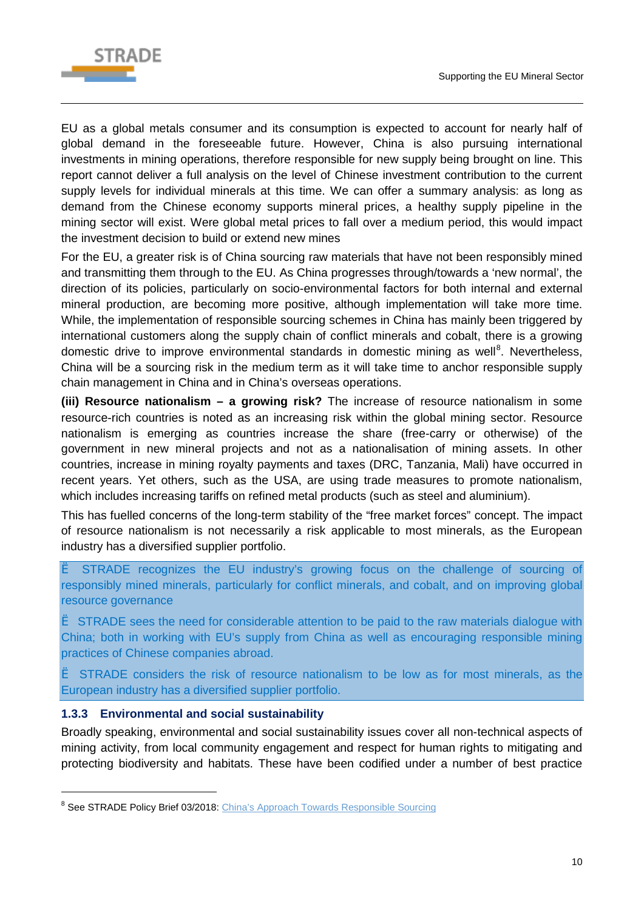EU as a global metals consumer and its consumption is expected to account for nearly half of global demand in the foreseeable future. However, China is also pursuing international investments in mining operations, therefore responsible for new supply being brought on line. This report cannot deliver a full analysis on the level of Chinese investment contribution to the current supply levels for individual minerals at this time. We can offer a summary analysis: as long as demand from the Chinese economy supports mineral prices, a healthy supply pipeline in the mining sector will exist. Were global metal prices to fall over a medium period, this would impact the investment decision to build or extend new mines

For the EU, a greater risk is of China sourcing raw materials that have not been responsibly mined and transmitting them through to the EU. As China progresses through/towards a 'new normal', the direction of its policies, particularly on socio-environmental factors for both internal and external mineral production, are becoming more positive, although implementation will take more time. While, the implementation of responsible sourcing schemes in China has mainly been triggered by international customers along the supply chain of conflict minerals and cobalt, there is a growing domestic drive to improve environmental standards in domestic mining as well[8]. Nevertheless, China will be a sourcing risk in the medium term as it will take time to anchor responsible supply chain management in China and in China's overseas operations.

**(iii) Resource nationalism – a growing risk?** The increase of resource nationalism in some resource-rich countries is noted as an increasing risk within the global mining sector. Resource nationalism is emerging as countries increase the share (free-carry or otherwise) of the government in new mineral projects and not as a nationalisation of mining assets. In other countries, increase in mining royalty payments and taxes (DRC, Tanzania, Mali) have occurred in recent years. Yet others, such as the USA, are using trade measures to promote nationalism, which includes increasing tariffs on refined metal products (such as steel and aluminium).

This has fuelled concerns of the long-term stability of the "free market forces" concept. The impact of resource nationalism is not necessarily a risk applicable to most minerals, as the European industry has a diversified supplier portfolio.

> Ë STRADE recognizes the EU industry's growing focus on the challenge of sourcing of responsibly mined minerals, particularly for conflict minerals, and cobalt, and on improving global resource governance
>
> Ë STRADE sees the need for considerable attention to be paid to the raw materials dialogue with China; both in working with EU's supply from China as well as encouraging responsible mining practices of Chinese companies abroad.
>
> Ë STRADE considers the risk of resource nationalism to be low as for most minerals, as the European industry has a diversified supplier portfolio.

### 1.3.3 Environmental and social sustainability

Broadly speaking, environmental and social sustainability issues cover all non-technical aspects of mining activity, from local community engagement and respect for human rights to mitigating and protecting biodiversity and habitats. These have been codified under a number of best practice

---

[8] See STRADE Policy Brief 03/2018: China's Approach Towards Responsible Sourcing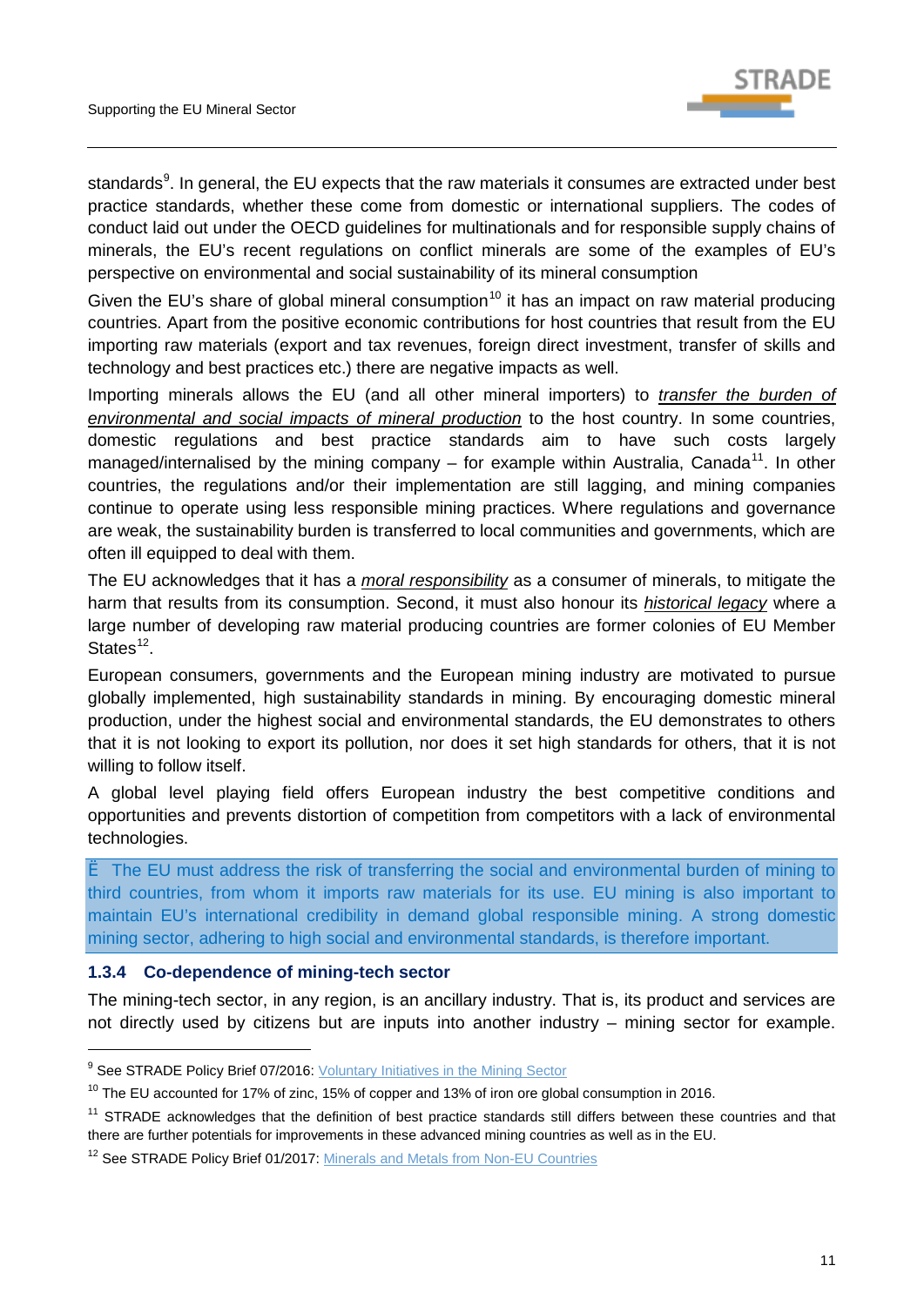standards[9]. In general, the EU expects that the raw materials it consumes are extracted under best practice standards, whether these come from domestic or international suppliers. The codes of conduct laid out under the OECD guidelines for multinationals and for responsible supply chains of minerals, the EU's recent regulations on conflict minerals are some of the examples of EU's perspective on environmental and social sustainability of its mineral consumption

Given the EU's share of global mineral consumption[10] it has an impact on raw material producing countries. Apart from the positive economic contributions for host countries that result from the EU importing raw materials (export and tax revenues, foreign direct investment, transfer of skills and technology and best practices etc.) there are negative impacts as well.

Importing minerals allows the EU (and all other mineral importers) to ***transfer the burden of environmental and social impacts of mineral production*** to the host country. In some countries, domestic regulations and best practice standards aim to have such costs largely managed/internalised by the mining company – for example within Australia, Canada[11]. In other countries, the regulations and/or their implementation are still lagging, and mining companies continue to operate using less responsible mining practices. Where regulations and governance are weak, the sustainability burden is transferred to local communities and governments, which are often ill equipped to deal with them.

The EU acknowledges that it has a ***moral responsibility*** as a consumer of minerals, to mitigate the harm that results from its consumption. Second, it must also honour its ***historical legacy*** where a large number of developing raw material producing countries are former colonies of EU Member States[12].

European consumers, governments and the European mining industry are motivated to pursue globally implemented, high sustainability standards in mining. By encouraging domestic mineral production, under the highest social and environmental standards, the EU demonstrates to others that it is not looking to export its pollution, nor does it set high standards for others, that it is not willing to follow itself.

A global level playing field offers European industry the best competitive conditions and opportunities and prevents distortion of competition from competitors with a lack of environmental technologies.

Ë The EU must address the risk of transferring the social and environmental burden of mining to third countries, from whom it imports raw materials for its use. EU mining is also important to maintain EU's international credibility in demand global responsible mining. A strong domestic mining sector, adhering to high social and environmental standards, is therefore important.

### 1.3.4 Co-dependence of mining-tech sector

The mining-tech sector, in any region, is an ancillary industry. That is, its product and services are not directly used by citizens but are inputs into another industry – mining sector for example.

---

[9] See STRADE Policy Brief 07/2016: Voluntary Initiatives in the Mining Sector

[10] The EU accounted for 17% of zinc, 15% of copper and 13% of iron ore global consumption in 2016.

[11] STRADE acknowledges that the definition of best practice standards still differs between these countries and that there are further potentials for improvements in these advanced mining countries as well as in the EU.

[12] See STRADE Policy Brief 01/2017: Minerals and Metals from Non-EU Countries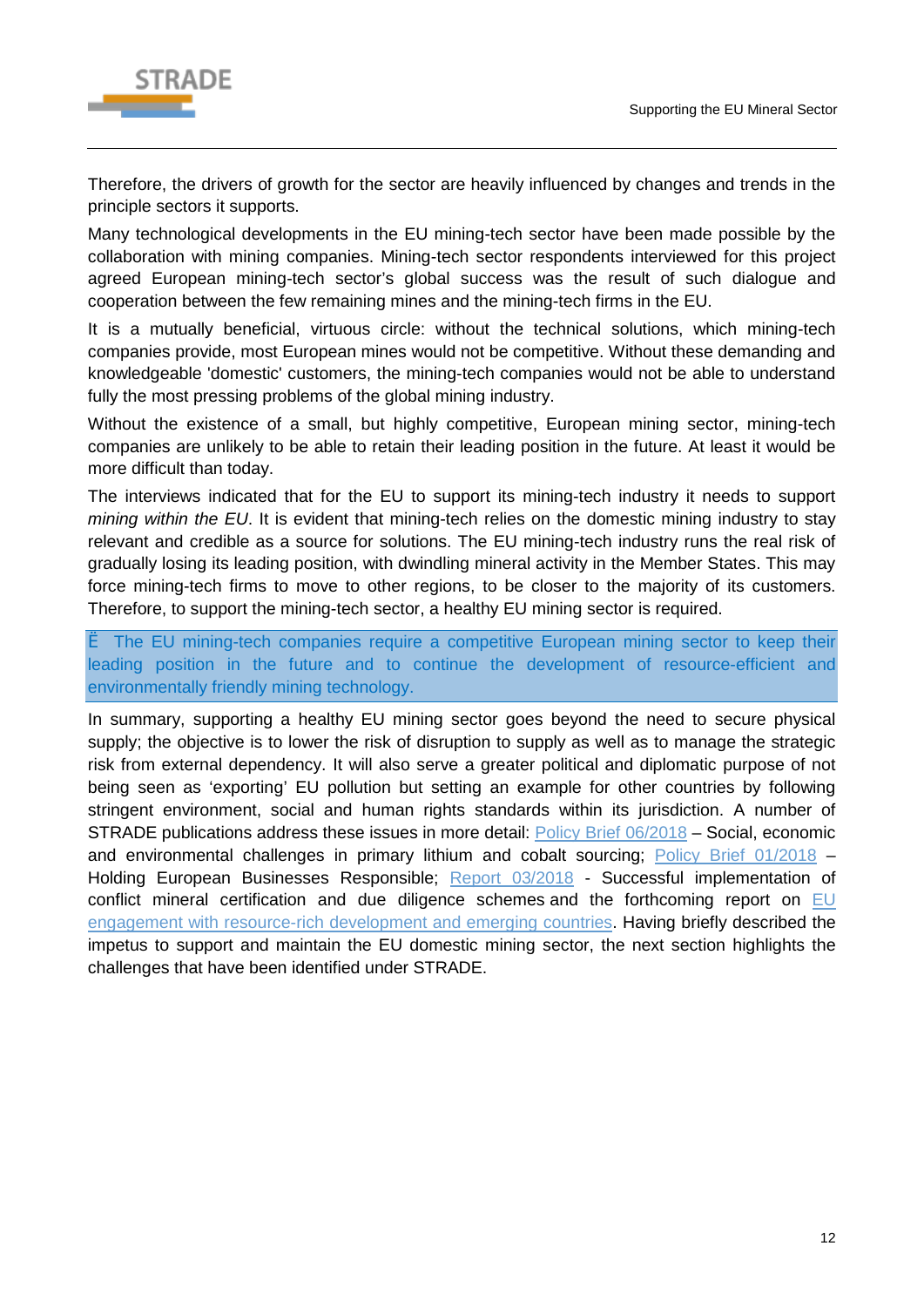Therefore, the drivers of growth for the sector are heavily influenced by changes and trends in the principle sectors it supports.

Many technological developments in the EU mining-tech sector have been made possible by the collaboration with mining companies. Mining-tech sector respondents interviewed for this project agreed European mining-tech sector's global success was the result of such dialogue and cooperation between the few remaining mines and the mining-tech firms in the EU.

It is a mutually beneficial, virtuous circle: without the technical solutions, which mining-tech companies provide, most European mines would not be competitive. Without these demanding and knowledgeable 'domestic' customers, the mining-tech companies would not be able to understand fully the most pressing problems of the global mining industry.

Without the existence of a small, but highly competitive, European mining sector, mining-tech companies are unlikely to be able to retain their leading position in the future. At least it would be more difficult than today.

The interviews indicated that for the EU to support its mining-tech industry it needs to support *mining within the EU*. It is evident that mining-tech relies on the domestic mining industry to stay relevant and credible as a source for solutions. The EU mining-tech industry runs the real risk of gradually losing its leading position, with dwindling mineral activity in the Member States. This may force mining-tech firms to move to other regions, to be closer to the majority of its customers. Therefore, to support the mining-tech sector, a healthy EU mining sector is required.

> Ë The EU mining-tech companies require a competitive European mining sector to keep their leading position in the future and to continue the development of resource-efficient and environmentally friendly mining technology.

In summary, supporting a healthy EU mining sector goes beyond the need to secure physical supply; the objective is to lower the risk of disruption to supply as well as to manage the strategic risk from external dependency. It will also serve a greater political and diplomatic purpose of not being seen as 'exporting' EU pollution but setting an example for other countries by following stringent environment, social and human rights standards within its jurisdiction. A number of STRADE publications address these issues in more detail: Policy Brief 06/2018 – Social, economic and environmental challenges in primary lithium and cobalt sourcing; Policy Brief 01/2018 – Holding European Businesses Responsible; Report 03/2018 - Successful implementation of conflict mineral certification and due diligence schemes and the forthcoming report on EU engagement with resource-rich development and emerging countries. Having briefly described the impetus to support and maintain the EU domestic mining sector, the next section highlights the challenges that have been identified under STRADE.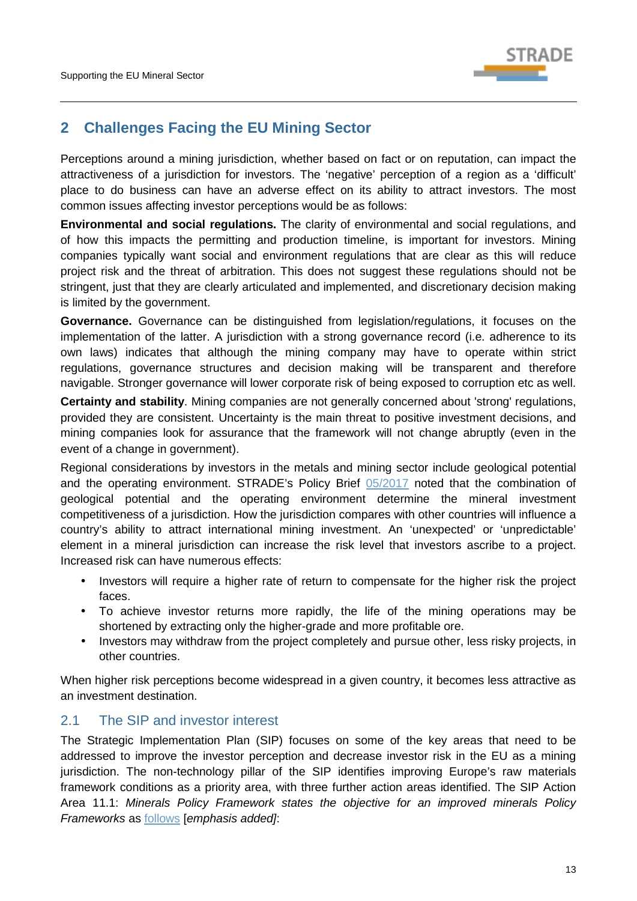## 2 Challenges Facing the EU Mining Sector

Perceptions around a mining jurisdiction, whether based on fact or on reputation, can impact the attractiveness of a jurisdiction for investors. The 'negative' perception of a region as a 'difficult' place to do business can have an adverse effect on its ability to attract investors. The most common issues affecting investor perceptions would be as follows:

**Environmental and social regulations.** The clarity of environmental and social regulations, and of how this impacts the permitting and production timeline, is important for investors. Mining companies typically want social and environment regulations that are clear as this will reduce project risk and the threat of arbitration. This does not suggest these regulations should not be stringent, just that they are clearly articulated and implemented, and discretionary decision making is limited by the government.

**Governance.** Governance can be distinguished from legislation/regulations, it focuses on the implementation of the latter. A jurisdiction with a strong governance record (i.e. adherence to its own laws) indicates that although the mining company may have to operate within strict regulations, governance structures and decision making will be transparent and therefore navigable. Stronger governance will lower corporate risk of being exposed to corruption etc as well.

**Certainty and stability**. Mining companies are not generally concerned about 'strong' regulations, provided they are consistent. Uncertainty is the main threat to positive investment decisions, and mining companies look for assurance that the framework will not change abruptly (even in the event of a change in government).

Regional considerations by investors in the metals and mining sector include geological potential and the operating environment. STRADE's Policy Brief 05/2017 noted that the combination of geological potential and the operating environment determine the mineral investment competitiveness of a jurisdiction. How the jurisdiction compares with other countries will influence a country's ability to attract international mining investment. An 'unexpected' or 'unpredictable' element in a mineral jurisdiction can increase the risk level that investors ascribe to a project. Increased risk can have numerous effects:

- Investors will require a higher rate of return to compensate for the higher risk the project faces.
- To achieve investor returns more rapidly, the life of the mining operations may be shortened by extracting only the higher-grade and more profitable ore.
- Investors may withdraw from the project completely and pursue other, less risky projects, in other countries.

When higher risk perceptions become widespread in a given country, it becomes less attractive as an investment destination.

### 2.1 The SIP and investor interest

The Strategic Implementation Plan (SIP) focuses on some of the key areas that need to be addressed to improve the investor perception and decrease investor risk in the EU as a mining jurisdiction. The non-technology pillar of the SIP identifies improving Europe's raw materials framework conditions as a priority area, with three further action areas identified. The SIP Action Area 11.1: *Minerals Policy Framework states the objective for an improved minerals Policy Frameworks* as follows [*emphasis added]*: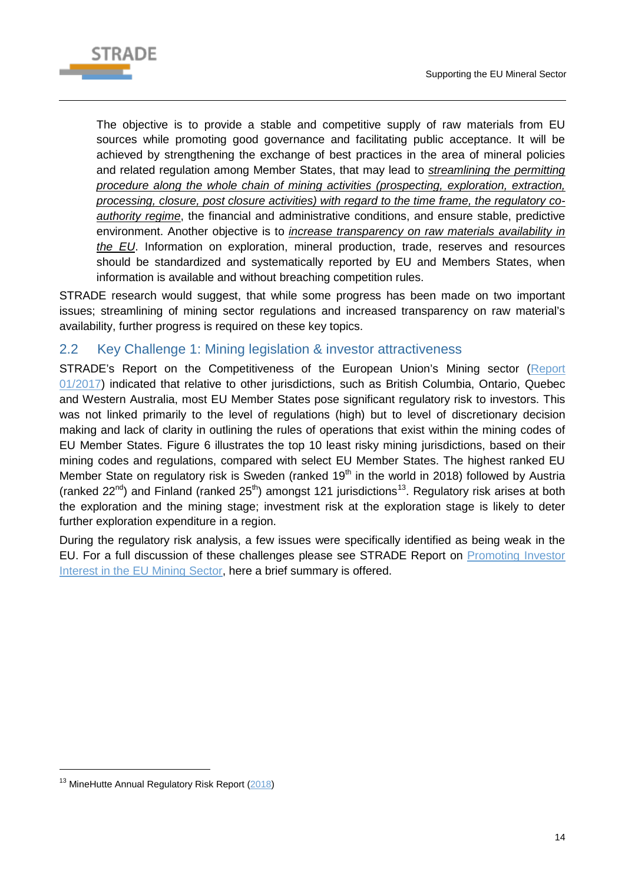> The objective is to provide a stable and competitive supply of raw materials from EU sources while promoting good governance and facilitating public acceptance. It will be achieved by strengthening the exchange of best practices in the area of mineral policies and related regulation among Member States, that may lead to *streamlining the permitting procedure along the whole chain of mining activities (prospecting, exploration, extraction, processing, closure, post closure activities) with regard to the time frame, the regulatory co-authority regime*, the financial and administrative conditions, and ensure stable, predictive environment. Another objective is to *increase transparency on raw materials availability in the EU*. Information on exploration, mineral production, trade, reserves and resources should be standardized and systematically reported by EU and Members States, when information is available and without breaching competition rules.

STRADE research would suggest, that while some progress has been made on two important issues; streamlining of mining sector regulations and increased transparency on raw material's availability, further progress is required on these key topics.

## 2.2 Key Challenge 1: Mining legislation & investor attractiveness

STRADE's Report on the Competitiveness of the European Union's Mining sector (Report 01/2017) indicated that relative to other jurisdictions, such as British Columbia, Ontario, Quebec and Western Australia, most EU Member States pose significant regulatory risk to investors. This was not linked primarily to the level of regulations (high) but to level of discretionary decision making and lack of clarity in outlining the rules of operations that exist within the mining codes of EU Member States. Figure 6 illustrates the top 10 least risky mining jurisdictions, based on their mining codes and regulations, compared with select EU Member States. The highest ranked EU Member State on regulatory risk is Sweden (ranked 19th in the world in 2018) followed by Austria (ranked 22nd) and Finland (ranked 25th) amongst 121 jurisdictions[13]. Regulatory risk arises at both the exploration and the mining stage; investment risk at the exploration stage is likely to deter further exploration expenditure in a region.

During the regulatory risk analysis, a few issues were specifically identified as being weak in the EU. For a full discussion of these challenges please see STRADE Report on Promoting Investor Interest in the EU Mining Sector, here a brief summary is offered.

[13] MineHutte Annual Regulatory Risk Report (2018)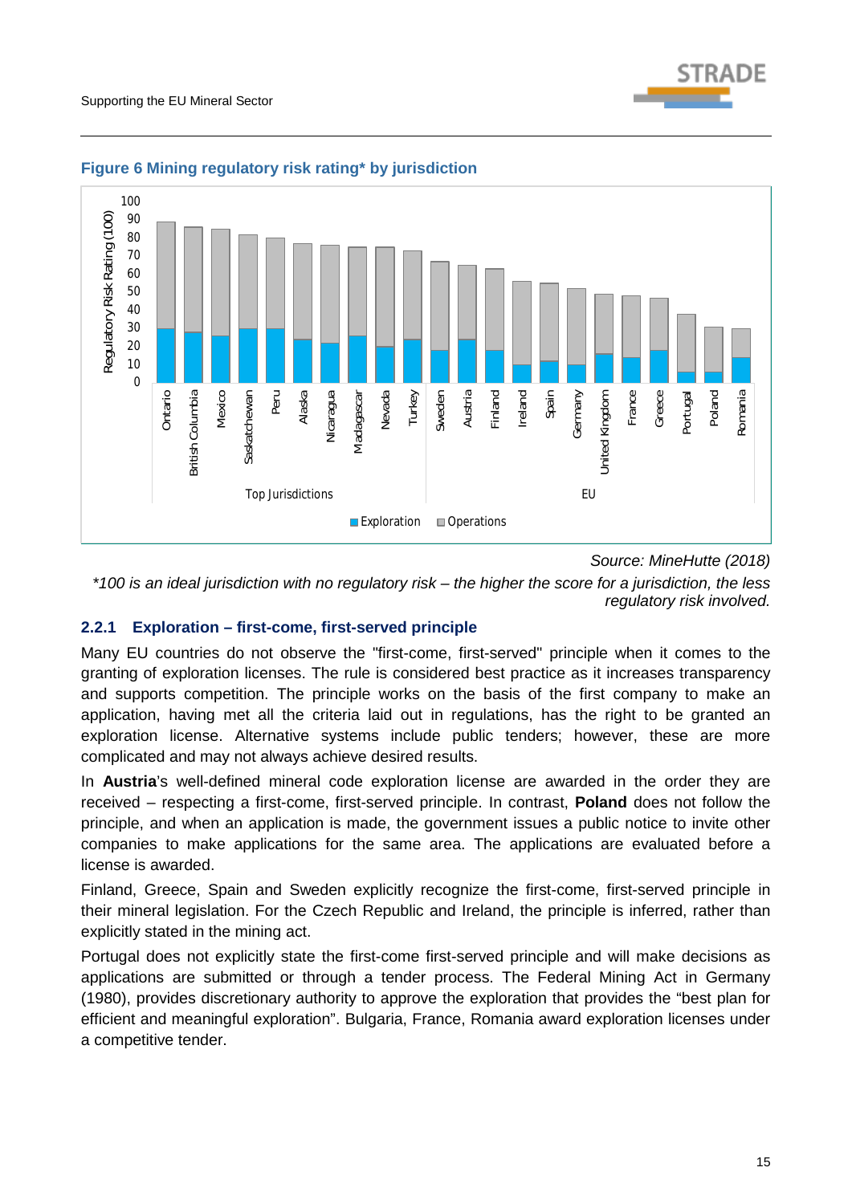**Figure 6 Mining regulatory risk rating* by jurisdiction**

*Source: MineHutte (2018)*

*\*100 is an ideal jurisdiction with no regulatory risk – the higher the score for a jurisdiction, the less regulatory risk involved.*

### 2.2.1 Exploration – first-come, first-served principle

Many EU countries do not observe the "first-come, first-served" principle when it comes to the granting of exploration licenses. The rule is considered best practice as it increases transparency and supports competition. The principle works on the basis of the first company to make an application, having met all the criteria laid out in regulations, has the right to be granted an exploration license. Alternative systems include public tenders; however, these are more complicated and may not always achieve desired results.

In **Austria**'s well-defined mineral code exploration license are awarded in the order they are received – respecting a first-come, first-served principle. In contrast, **Poland** does not follow the principle, and when an application is made, the government issues a public notice to invite other companies to make applications for the same area. The applications are evaluated before a license is awarded.

Finland, Greece, Spain and Sweden explicitly recognize the first-come, first-served principle in their mineral legislation. For the Czech Republic and Ireland, the principle is inferred, rather than explicitly stated in the mining act.

Portugal does not explicitly state the first-come first-served principle and will make decisions as applications are submitted or through a tender process. The Federal Mining Act in Germany (1980), provides discretionary authority to approve the exploration that provides the "best plan for efficient and meaningful exploration". Bulgaria, France, Romania award exploration licenses under a competitive tender.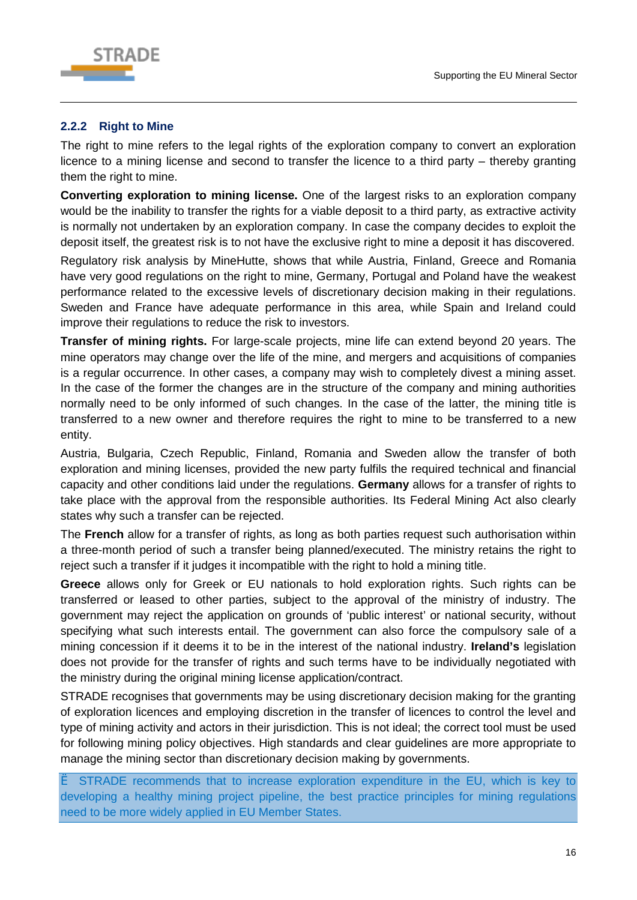### 2.2.2 Right to Mine

The right to mine refers to the legal rights of the exploration company to convert an exploration licence to a mining license and second to transfer the licence to a third party – thereby granting them the right to mine.

**Converting exploration to mining license.** One of the largest risks to an exploration company would be the inability to transfer the rights for a viable deposit to a third party, as extractive activity is normally not undertaken by an exploration company. In case the company decides to exploit the deposit itself, the greatest risk is to not have the exclusive right to mine a deposit it has discovered.

Regulatory risk analysis by MineHutte, shows that while Austria, Finland, Greece and Romania have very good regulations on the right to mine, Germany, Portugal and Poland have the weakest performance related to the excessive levels of discretionary decision making in their regulations. Sweden and France have adequate performance in this area, while Spain and Ireland could improve their regulations to reduce the risk to investors.

**Transfer of mining rights.** For large-scale projects, mine life can extend beyond 20 years. The mine operators may change over the life of the mine, and mergers and acquisitions of companies is a regular occurrence. In other cases, a company may wish to completely divest a mining asset. In the case of the former the changes are in the structure of the company and mining authorities normally need to be only informed of such changes. In the case of the latter, the mining title is transferred to a new owner and therefore requires the right to mine to be transferred to a new entity.

Austria, Bulgaria, Czech Republic, Finland, Romania and Sweden allow the transfer of both exploration and mining licenses, provided the new party fulfils the required technical and financial capacity and other conditions laid under the regulations. **Germany** allows for a transfer of rights to take place with the approval from the responsible authorities. Its Federal Mining Act also clearly states why such a transfer can be rejected.

The **French** allow for a transfer of rights, as long as both parties request such authorisation within a three-month period of such a transfer being planned/executed. The ministry retains the right to reject such a transfer if it judges it incompatible with the right to hold a mining title.

**Greece** allows only for Greek or EU nationals to hold exploration rights. Such rights can be transferred or leased to other parties, subject to the approval of the ministry of industry. The government may reject the application on grounds of 'public interest' or national security, without specifying what such interests entail. The government can also force the compulsory sale of a mining concession if it deems it to be in the interest of the national industry. **Ireland's** legislation does not provide for the transfer of rights and such terms have to be individually negotiated with the ministry during the original mining license application/contract.

STRADE recognises that governments may be using discretionary decision making for the granting of exploration licences and employing discretion in the transfer of licences to control the level and type of mining activity and actors in their jurisdiction. This is not ideal; the correct tool must be used for following mining policy objectives. High standards and clear guidelines are more appropriate to manage the mining sector than discretionary decision making by governments.

Ë STRADE recommends that to increase exploration expenditure in the EU, which is key to developing a healthy mining project pipeline, the best practice principles for mining regulations need to be more widely applied in EU Member States.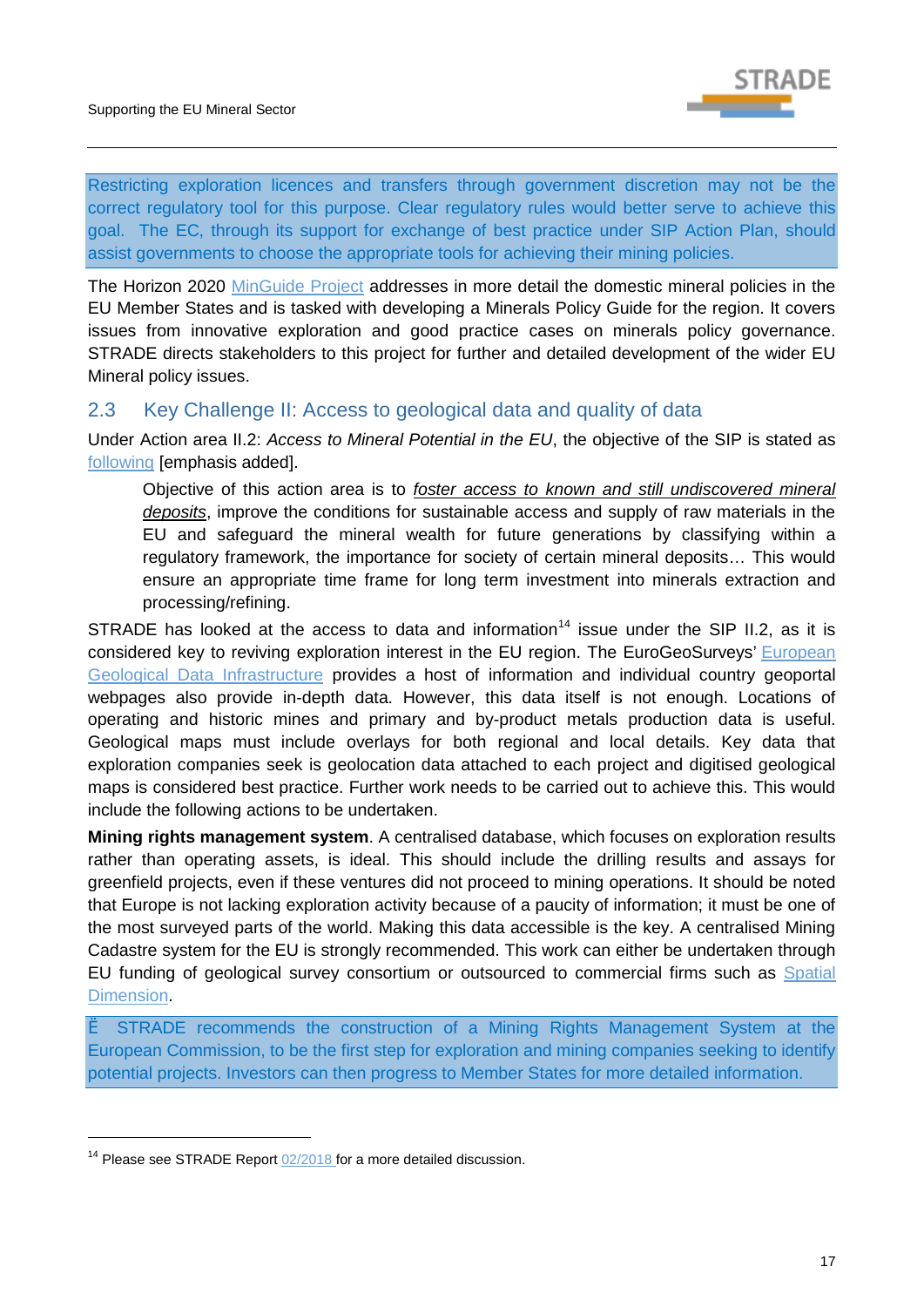Restricting exploration licences and transfers through government discretion may not be the correct regulatory tool for this purpose. Clear regulatory rules would better serve to achieve this goal. The EC, through its support for exchange of best practice under SIP Action Plan, should assist governments to choose the appropriate tools for achieving their mining policies.

The Horizon 2020 MinGuide Project addresses in more detail the domestic mineral policies in the EU Member States and is tasked with developing a Minerals Policy Guide for the region. It covers issues from innovative exploration and good practice cases on minerals policy governance. STRADE directs stakeholders to this project for further and detailed development of the wider EU Mineral policy issues.

## 2.3 Key Challenge II: Access to geological data and quality of data

Under Action area II.2: *Access to Mineral Potential in the EU*, the objective of the SIP is stated as following [emphasis added].

> Objective of this action area is to ***foster access to known and still undiscovered mineral deposits***, improve the conditions for sustainable access and supply of raw materials in the EU and safeguard the mineral wealth for future generations by classifying within a regulatory framework, the importance for society of certain mineral deposits… This would ensure an appropriate time frame for long term investment into minerals extraction and processing/refining.

STRADE has looked at the access to data and information[14] issue under the SIP II.2, as it is considered key to reviving exploration interest in the EU region. The EuroGeoSurveys' European Geological Data Infrastructure provides a host of information and individual country geoportal webpages also provide in-depth data. However, this data itself is not enough. Locations of operating and historic mines and primary and by-product metals production data is useful. Geological maps must include overlays for both regional and local details. Key data that exploration companies seek is geolocation data attached to each project and digitised geological maps is considered best practice. Further work needs to be carried out to achieve this. This would include the following actions to be undertaken.

**Mining rights management system**. A centralised database, which focuses on exploration results rather than operating assets, is ideal. This should include the drilling results and assays for greenfield projects, even if these ventures did not proceed to mining operations. It should be noted that Europe is not lacking exploration activity because of a paucity of information; it must be one of the most surveyed parts of the world. Making this data accessible is the key. A centralised Mining Cadastre system for the EU is strongly recommended. This work can either be undertaken through EU funding of geological survey consortium or outsourced to commercial firms such as Spatial Dimension.

Ë STRADE recommends the construction of a Mining Rights Management System at the European Commission, to be the first step for exploration and mining companies seeking to identify potential projects. Investors can then progress to Member States for more detailed information.

---

[14] Please see STRADE Report 02/2018 for a more detailed discussion.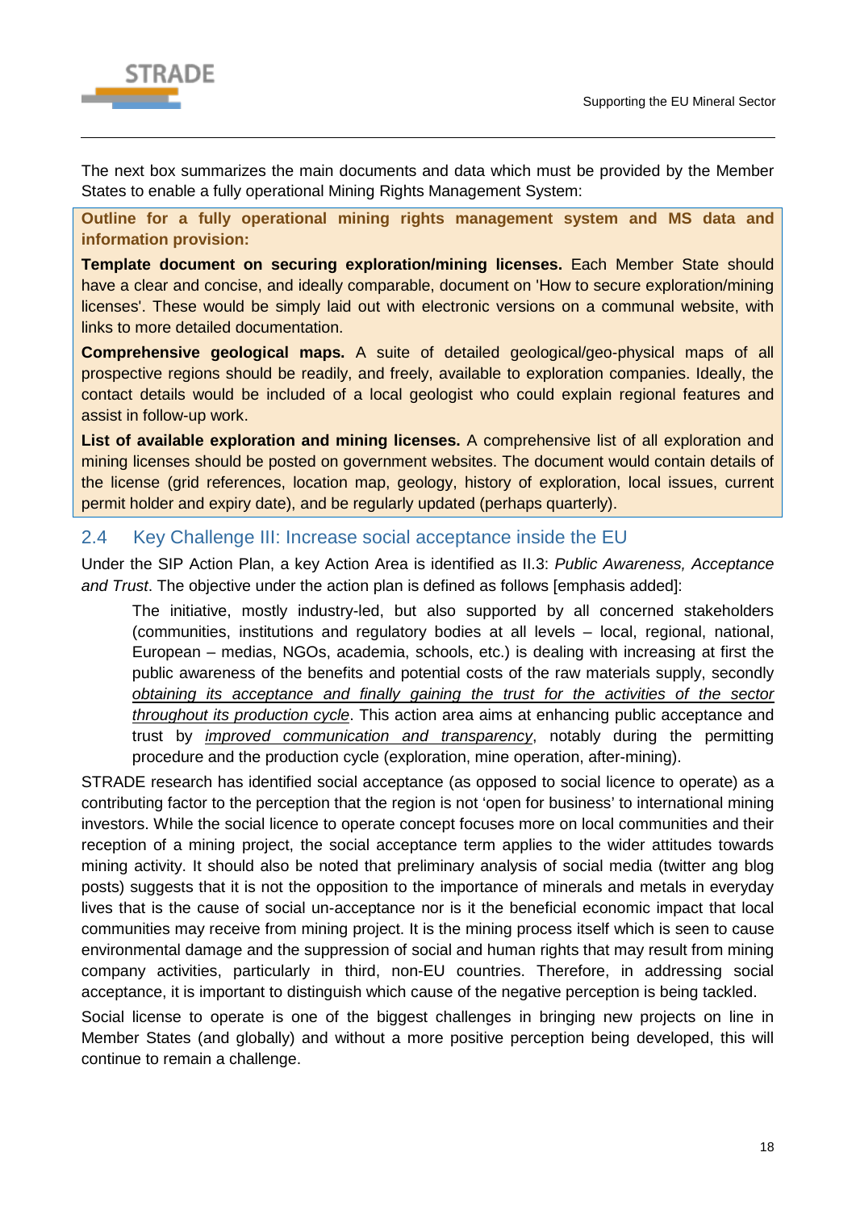The next box summarizes the main documents and data which must be provided by the Member States to enable a fully operational Mining Rights Management System:

> **Outline for a fully operational mining rights management system and MS data and information provision:**
>
> **Template document on securing exploration/mining licenses.** Each Member State should have a clear and concise, and ideally comparable, document on 'How to secure exploration/mining licenses'. These would be simply laid out with electronic versions on a communal website, with links to more detailed documentation.
>
> **Comprehensive geological maps.** A suite of detailed geological/geo-physical maps of all prospective regions should be readily, and freely, available to exploration companies. Ideally, the contact details would be included of a local geologist who could explain regional features and assist in follow-up work.
>
> **List of available exploration and mining licenses.** A comprehensive list of all exploration and mining licenses should be posted on government websites. The document would contain details of the license (grid references, location map, geology, history of exploration, local issues, current permit holder and expiry date), and be regularly updated (perhaps quarterly).

## 2.4 Key Challenge III: Increase social acceptance inside the EU

Under the SIP Action Plan, a key Action Area is identified as II.3: *Public Awareness, Acceptance and Trust*. The objective under the action plan is defined as follows [emphasis added]:

> The initiative, mostly industry-led, but also supported by all concerned stakeholders (communities, institutions and regulatory bodies at all levels – local, regional, national, European – medias, NGOs, academia, schools, etc.) is dealing with increasing at first the public awareness of the benefits and potential costs of the raw materials supply, secondly *obtaining its acceptance and finally gaining the trust for the activities of the sector throughout its production cycle*. This action area aims at enhancing public acceptance and trust by *improved communication and transparency*, notably during the permitting procedure and the production cycle (exploration, mine operation, after-mining).

STRADE research has identified social acceptance (as opposed to social licence to operate) as a contributing factor to the perception that the region is not 'open for business' to international mining investors. While the social licence to operate concept focuses more on local communities and their reception of a mining project, the social acceptance term applies to the wider attitudes towards mining activity. It should also be noted that preliminary analysis of social media (twitter ang blog posts) suggests that it is not the opposition to the importance of minerals and metals in everyday lives that is the cause of social un-acceptance nor is it the beneficial economic impact that local communities may receive from mining project. It is the mining process itself which is seen to cause environmental damage and the suppression of social and human rights that may result from mining company activities, particularly in third, non-EU countries. Therefore, in addressing social acceptance, it is important to distinguish which cause of the negative perception is being tackled.

Social license to operate is one of the biggest challenges in bringing new projects on line in Member States (and globally) and without a more positive perception being developed, this will continue to remain a challenge.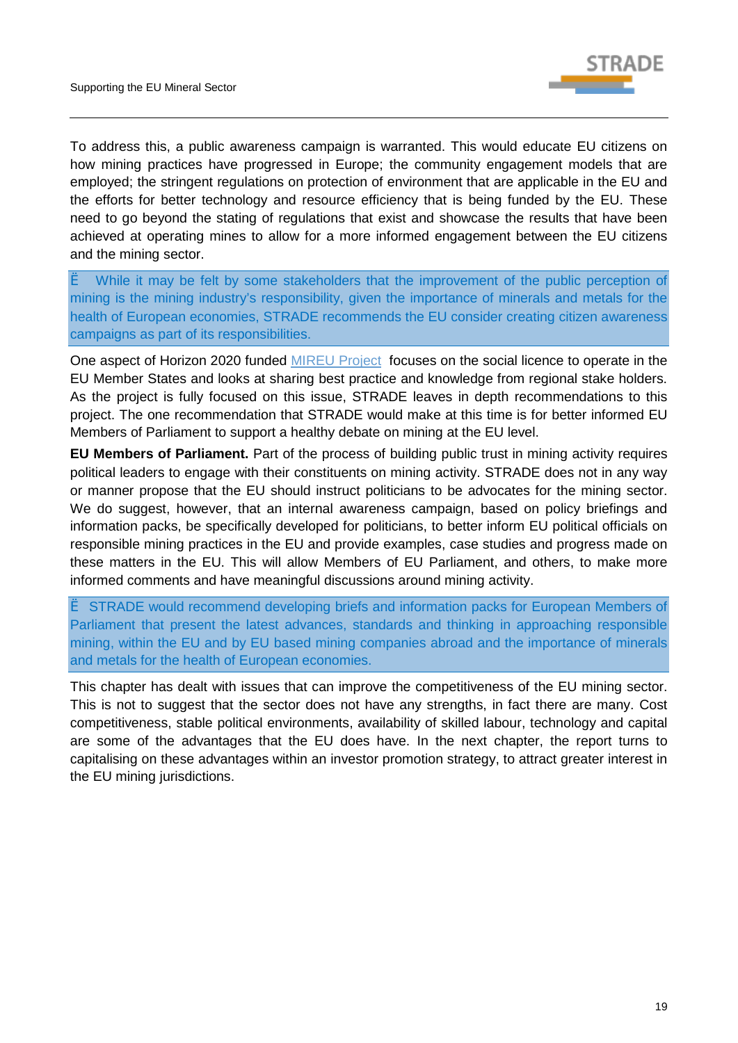To address this, a public awareness campaign is warranted. This would educate EU citizens on how mining practices have progressed in Europe; the community engagement models that are employed; the stringent regulations on protection of environment that are applicable in the EU and the efforts for better technology and resource efficiency that is being funded by the EU. These need to go beyond the stating of regulations that exist and showcase the results that have been achieved at operating mines to allow for a more informed engagement between the EU citizens and the mining sector.

> Ë While it may be felt by some stakeholders that the improvement of the public perception of mining is the mining industry's responsibility, given the importance of minerals and metals for the health of European economies, STRADE recommends the EU consider creating citizen awareness campaigns as part of its responsibilities.

One aspect of Horizon 2020 funded [MIREU Project] focuses on the social licence to operate in the EU Member States and looks at sharing best practice and knowledge from regional stake holders. As the project is fully focused on this issue, STRADE leaves in depth recommendations to this project. The one recommendation that STRADE would make at this time is for better informed EU Members of Parliament to support a healthy debate on mining at the EU level.

**EU Members of Parliament.** Part of the process of building public trust in mining activity requires political leaders to engage with their constituents on mining activity. STRADE does not in any way or manner propose that the EU should instruct politicians to be advocates for the mining sector. We do suggest, however, that an internal awareness campaign, based on policy briefings and information packs, be specifically developed for politicians, to better inform EU political officials on responsible mining practices in the EU and provide examples, case studies and progress made on these matters in the EU. This will allow Members of EU Parliament, and others, to make more informed comments and have meaningful discussions around mining activity.

> Ë STRADE would recommend developing briefs and information packs for European Members of Parliament that present the latest advances, standards and thinking in approaching responsible mining, within the EU and by EU based mining companies abroad and the importance of minerals and metals for the health of European economies.

This chapter has dealt with issues that can improve the competitiveness of the EU mining sector. This is not to suggest that the sector does not have any strengths, in fact there are many. Cost competitiveness, stable political environments, availability of skilled labour, technology and capital are some of the advantages that the EU does have. In the next chapter, the report turns to capitalising on these advantages within an investor promotion strategy, to attract greater interest in the EU mining jurisdictions.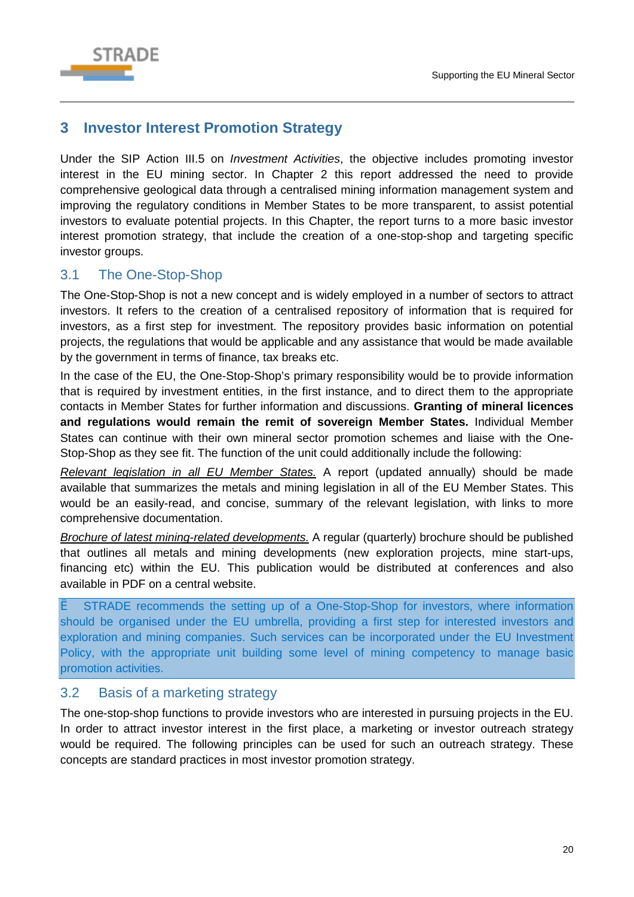# 3 Investor Interest Promotion Strategy

Under the SIP Action III.5 on *Investment Activities*, the objective includes promoting investor interest in the EU mining sector. In Chapter 2 this report addressed the need to provide comprehensive geological data through a centralised mining information management system and improving the regulatory conditions in Member States to be more transparent, to assist potential investors to evaluate potential projects. In this Chapter, the report turns to a more basic investor interest promotion strategy, that include the creation of a one-stop-shop and targeting specific investor groups.

## 3.1 The One-Stop-Shop

The One-Stop-Shop is not a new concept and is widely employed in a number of sectors to attract investors. It refers to the creation of a centralised repository of information that is required for investors, as a first step for investment. The repository provides basic information on potential projects, the regulations that would be applicable and any assistance that would be made available by the government in terms of finance, tax breaks etc.

In the case of the EU, the One-Stop-Shop's primary responsibility would be to provide information that is required by investment entities, in the first instance, and to direct them to the appropriate contacts in Member States for further information and discussions. **Granting of mineral licences and regulations would remain the remit of sovereign Member States.** Individual Member States can continue with their own mineral sector promotion schemes and liaise with the One-Stop-Shop as they see fit. The function of the unit could additionally include the following:

<u>*Relevant legislation in all EU Member States.*</u> A report (updated annually) should be made available that summarizes the metals and mining legislation in all of the EU Member States. This would be an easily-read, and concise, summary of the relevant legislation, with links to more comprehensive documentation.

<u>*Brochure of latest mining-related developments.*</u> A regular (quarterly) brochure should be published that outlines all metals and mining developments (new exploration projects, mine start-ups, financing etc) within the EU. This publication would be distributed at conferences and also available in PDF on a central website.

> Ë STRADE recommends the setting up of a One-Stop-Shop for investors, where information should be organised under the EU umbrella, providing a first step for interested investors and exploration and mining companies. Such services can be incorporated under the EU Investment Policy, with the appropriate unit building some level of mining competency to manage basic promotion activities.

## 3.2 Basis of a marketing strategy

The one-stop-shop functions to provide investors who are interested in pursuing projects in the EU. In order to attract investor interest in the first place, a marketing or investor outreach strategy would be required. The following principles can be used for such an outreach strategy. These concepts are standard practices in most investor promotion strategy.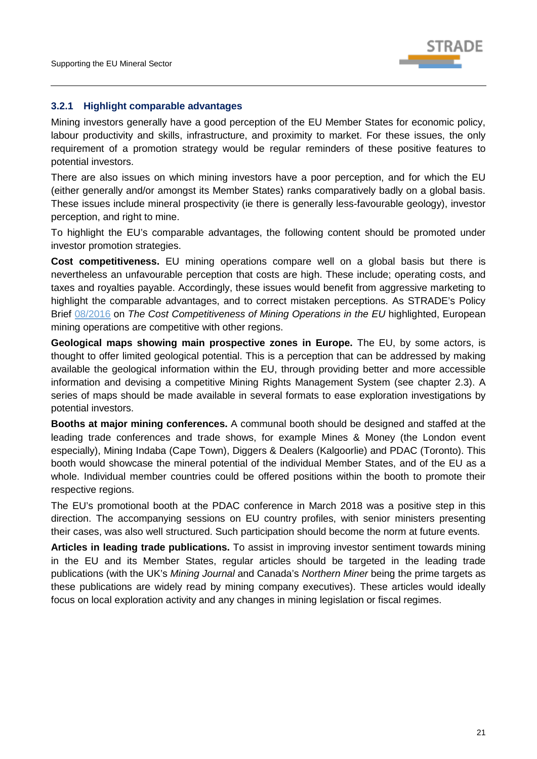### 3.2.1 Highlight comparable advantages

Mining investors generally have a good perception of the EU Member States for economic policy, labour productivity and skills, infrastructure, and proximity to market. For these issues, the only requirement of a promotion strategy would be regular reminders of these positive features to potential investors.

There are also issues on which mining investors have a poor perception, and for which the EU (either generally and/or amongst its Member States) ranks comparatively badly on a global basis. These issues include mineral prospectivity (ie there is generally less-favourable geology), investor perception, and right to mine.

To highlight the EU's comparable advantages, the following content should be promoted under investor promotion strategies.

**Cost competitiveness.** EU mining operations compare well on a global basis but there is nevertheless an unfavourable perception that costs are high. These include; operating costs, and taxes and royalties payable. Accordingly, these issues would benefit from aggressive marketing to highlight the comparable advantages, and to correct mistaken perceptions. As STRADE's Policy Brief 08/2016 on *The Cost Competitiveness of Mining Operations in the EU* highlighted, European mining operations are competitive with other regions.

**Geological maps showing main prospective zones in Europe.** The EU, by some actors, is thought to offer limited geological potential. This is a perception that can be addressed by making available the geological information within the EU, through providing better and more accessible information and devising a competitive Mining Rights Management System (see chapter 2.3). A series of maps should be made available in several formats to ease exploration investigations by potential investors.

**Booths at major mining conferences.** A communal booth should be designed and staffed at the leading trade conferences and trade shows, for example Mines & Money (the London event especially), Mining Indaba (Cape Town), Diggers & Dealers (Kalgoorlie) and PDAC (Toronto). This booth would showcase the mineral potential of the individual Member States, and of the EU as a whole. Individual member countries could be offered positions within the booth to promote their respective regions.

The EU's promotional booth at the PDAC conference in March 2018 was a positive step in this direction. The accompanying sessions on EU country profiles, with senior ministers presenting their cases, was also well structured. Such participation should become the norm at future events.

**Articles in leading trade publications.** To assist in improving investor sentiment towards mining in the EU and its Member States, regular articles should be targeted in the leading trade publications (with the UK's *Mining Journal* and Canada's *Northern Miner* being the prime targets as these publications are widely read by mining company executives). These articles would ideally focus on local exploration activity and any changes in mining legislation or fiscal regimes.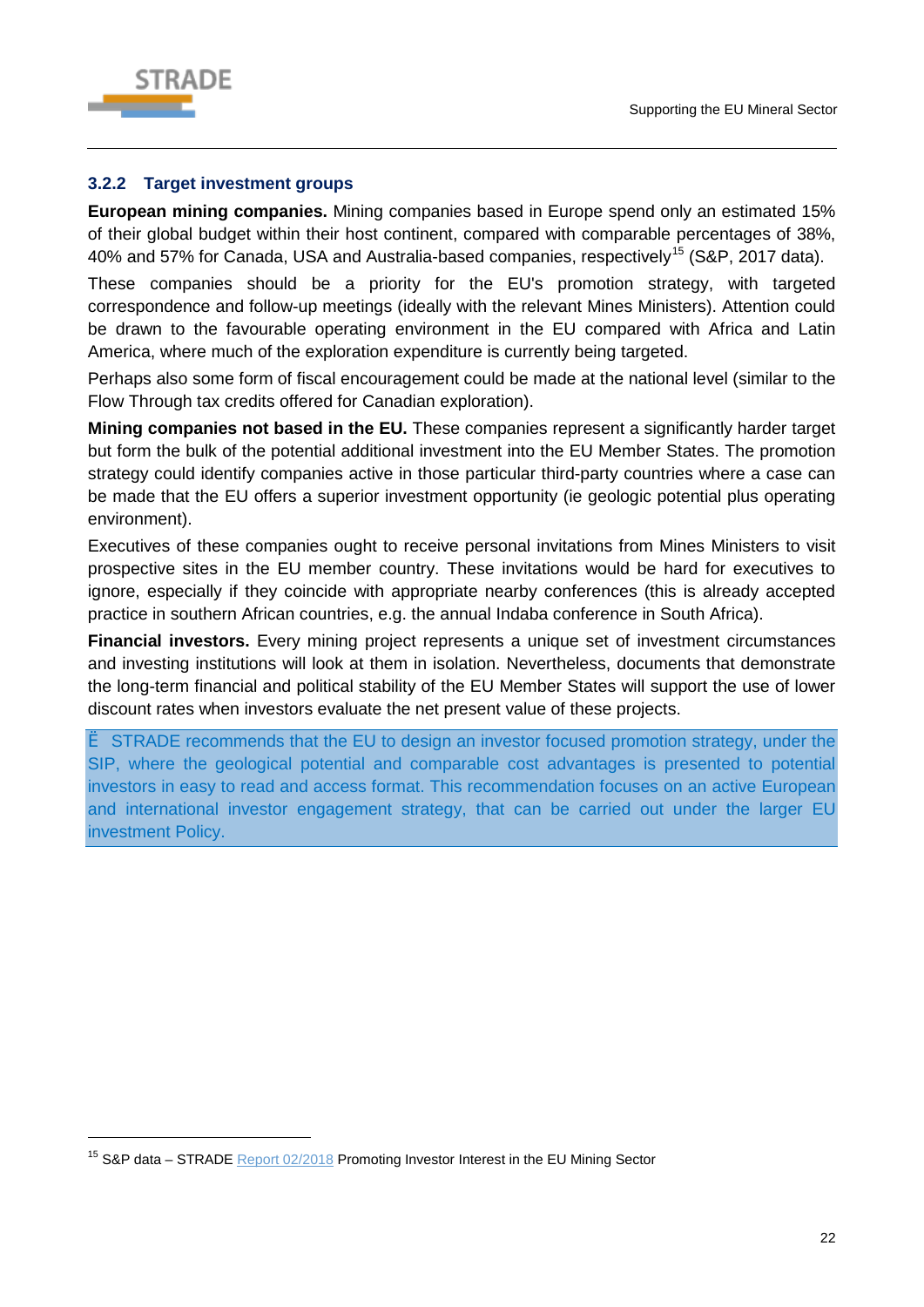### 3.2.2 Target investment groups

**European mining companies.** Mining companies based in Europe spend only an estimated 15% of their global budget within their host continent, compared with comparable percentages of 38%, 40% and 57% for Canada, USA and Australia-based companies, respectively[15] (S&P, 2017 data).

These companies should be a priority for the EU's promotion strategy, with targeted correspondence and follow-up meetings (ideally with the relevant Mines Ministers). Attention could be drawn to the favourable operating environment in the EU compared with Africa and Latin America, where much of the exploration expenditure is currently being targeted.

Perhaps also some form of fiscal encouragement could be made at the national level (similar to the Flow Through tax credits offered for Canadian exploration).

**Mining companies not based in the EU.** These companies represent a significantly harder target but form the bulk of the potential additional investment into the EU Member States. The promotion strategy could identify companies active in those particular third-party countries where a case can be made that the EU offers a superior investment opportunity (ie geologic potential plus operating environment).

Executives of these companies ought to receive personal invitations from Mines Ministers to visit prospective sites in the EU member country. These invitations would be hard for executives to ignore, especially if they coincide with appropriate nearby conferences (this is already accepted practice in southern African countries, e.g. the annual Indaba conference in South Africa).

**Financial investors.** Every mining project represents a unique set of investment circumstances and investing institutions will look at them in isolation. Nevertheless, documents that demonstrate the long-term financial and political stability of the EU Member States will support the use of lower discount rates when investors evaluate the net present value of these projects.

Ë STRADE recommends that the EU to design an investor focused promotion strategy, under the SIP, where the geological potential and comparable cost advantages is presented to potential investors in easy to read and access format. This recommendation focuses on an active European and international investor engagement strategy, that can be carried out under the larger EU investment Policy.

[15] S&P data – STRADE Report 02/2018 Promoting Investor Interest in the EU Mining Sector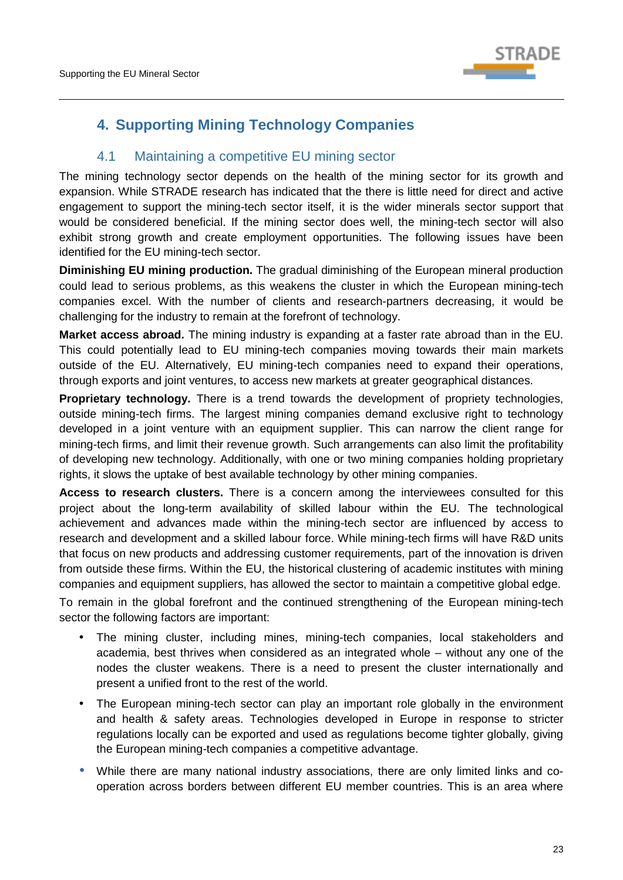# 4. Supporting Mining Technology Companies

## 4.1 Maintaining a competitive EU mining sector

The mining technology sector depends on the health of the mining sector for its growth and expansion. While STRADE research has indicated that the there is little need for direct and active engagement to support the mining-tech sector itself, it is the wider minerals sector support that would be considered beneficial. If the mining sector does well, the mining-tech sector will also exhibit strong growth and create employment opportunities. The following issues have been identified for the EU mining-tech sector.

**Diminishing EU mining production.** The gradual diminishing of the European mineral production could lead to serious problems, as this weakens the cluster in which the European mining-tech companies excel. With the number of clients and research-partners decreasing, it would be challenging for the industry to remain at the forefront of technology.

**Market access abroad.** The mining industry is expanding at a faster rate abroad than in the EU. This could potentially lead to EU mining-tech companies moving towards their main markets outside of the EU. Alternatively, EU mining-tech companies need to expand their operations, through exports and joint ventures, to access new markets at greater geographical distances.

**Proprietary technology.** There is a trend towards the development of propriety technologies, outside mining-tech firms. The largest mining companies demand exclusive right to technology developed in a joint venture with an equipment supplier. This can narrow the client range for mining-tech firms, and limit their revenue growth. Such arrangements can also limit the profitability of developing new technology. Additionally, with one or two mining companies holding proprietary rights, it slows the uptake of best available technology by other mining companies.

**Access to research clusters.** There is a concern among the interviewees consulted for this project about the long-term availability of skilled labour within the EU. The technological achievement and advances made within the mining-tech sector are influenced by access to research and development and a skilled labour force. While mining-tech firms will have R&D units that focus on new products and addressing customer requirements, part of the innovation is driven from outside these firms. Within the EU, the historical clustering of academic institutes with mining companies and equipment suppliers, has allowed the sector to maintain a competitive global edge.

To remain in the global forefront and the continued strengthening of the European mining-tech sector the following factors are important:

- The mining cluster, including mines, mining-tech companies, local stakeholders and academia, best thrives when considered as an integrated whole – without any one of the nodes the cluster weakens. There is a need to present the cluster internationally and present a unified front to the rest of the world.
- The European mining-tech sector can play an important role globally in the environment and health & safety areas. Technologies developed in Europe in response to stricter regulations locally can be exported and used as regulations become tighter globally, giving the European mining-tech companies a competitive advantage.
- While there are many national industry associations, there are only limited links and co-operation across borders between different EU member countries. This is an area where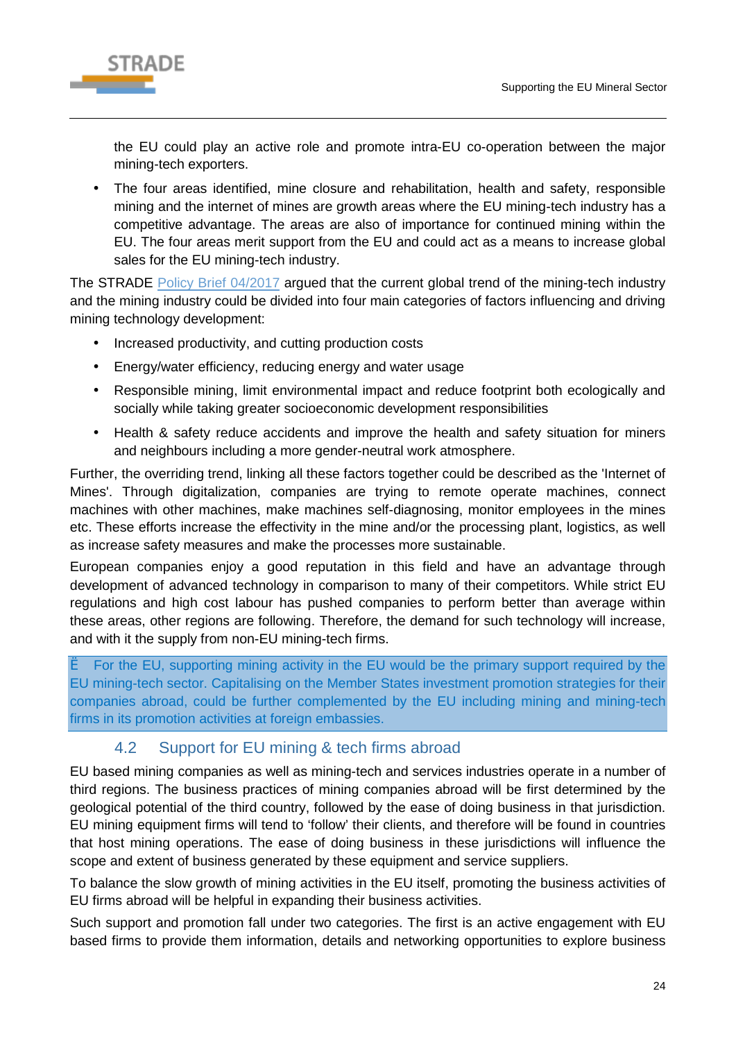the EU could play an active role and promote intra-EU co-operation between the major mining-tech exporters.

- The four areas identified, mine closure and rehabilitation, health and safety, responsible mining and the internet of mines are growth areas where the EU mining-tech industry has a competitive advantage. The areas are also of importance for continued mining within the EU. The four areas merit support from the EU and could act as a means to increase global sales for the EU mining-tech industry.

The STRADE Policy Brief 04/2017 argued that the current global trend of the mining-tech industry and the mining industry could be divided into four main categories of factors influencing and driving mining technology development:

- Increased productivity, and cutting production costs
- Energy/water efficiency, reducing energy and water usage
- Responsible mining, limit environmental impact and reduce footprint both ecologically and socially while taking greater socioeconomic development responsibilities
- Health & safety reduce accidents and improve the health and safety situation for miners and neighbours including a more gender-neutral work atmosphere.

Further, the overriding trend, linking all these factors together could be described as the 'Internet of Mines'. Through digitalization, companies are trying to remote operate machines, connect machines with other machines, make machines self-diagnosing, monitor employees in the mines etc. These efforts increase the effectivity in the mine and/or the processing plant, logistics, as well as increase safety measures and make the processes more sustainable.

European companies enjoy a good reputation in this field and have an advantage through development of advanced technology in comparison to many of their competitors. While strict EU regulations and high cost labour has pushed companies to perform better than average within these areas, other regions are following. Therefore, the demand for such technology will increase, and with it the supply from non-EU mining-tech firms.

Ë For the EU, supporting mining activity in the EU would be the primary support required by the EU mining-tech sector. Capitalising on the Member States investment promotion strategies for their companies abroad, could be further complemented by the EU including mining and mining-tech firms in its promotion activities at foreign embassies.

## 4.2 Support for EU mining & tech firms abroad

EU based mining companies as well as mining-tech and services industries operate in a number of third regions. The business practices of mining companies abroad will be first determined by the geological potential of the third country, followed by the ease of doing business in that jurisdiction. EU mining equipment firms will tend to 'follow' their clients, and therefore will be found in countries that host mining operations. The ease of doing business in these jurisdictions will influence the scope and extent of business generated by these equipment and service suppliers.

To balance the slow growth of mining activities in the EU itself, promoting the business activities of EU firms abroad will be helpful in expanding their business activities.

Such support and promotion fall under two categories. The first is an active engagement with EU based firms to provide them information, details and networking opportunities to explore business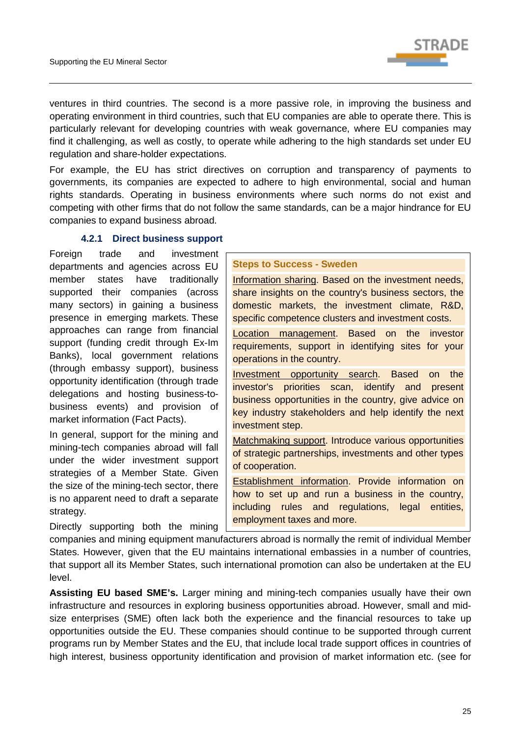ventures in third countries. The second is a more passive role, in improving the business and operating environment in third countries, such that EU companies are able to operate there. This is particularly relevant for developing countries with weak governance, where EU companies may find it challenging, as well as costly, to operate while adhering to the high standards set under EU regulation and share-holder expectations.

For example, the EU has strict directives on corruption and transparency of payments to governments, its companies are expected to adhere to high environmental, social and human rights standards. Operating in business environments where such norms do not exist and competing with other firms that do not follow the same standards, can be a major hindrance for EU companies to expand business abroad.

### 4.2.1 Direct business support

Foreign trade and investment departments and agencies across EU member states have traditionally supported their companies (across many sectors) in gaining a business presence in emerging markets. These approaches can range from financial support (funding credit through Ex-Im Banks), local government relations (through embassy support), business opportunity identification (through trade delegations and hosting business-to-business events) and provision of market information (Fact Pacts).

In general, support for the mining and mining-tech companies abroad will fall under the wider investment support strategies of a Member State. Given the size of the mining-tech sector, there is no apparent need to draft a separate strategy.

Directly supporting both the mining companies and mining equipment manufacturers abroad is normally the remit of individual Member States. However, given that the EU maintains international embassies in a number of countries, that support all its Member States, such international promotion can also be undertaken at the EU level.

> **Steps to Success - Sweden**
>
> Information sharing. Based on the investment needs, share insights on the country's business sectors, the domestic markets, the investment climate, R&D, specific competence clusters and investment costs.
>
> Location management. Based on the investor requirements, support in identifying sites for your operations in the country.
>
> Investment opportunity search. Based on the investor's priorities scan, identify and present business opportunities in the country, give advice on key industry stakeholders and help identify the next investment step.
>
> Matchmaking support. Introduce various opportunities of strategic partnerships, investments and other types of cooperation.
>
> Establishment information. Provide information on how to set up and run a business in the country, including rules and regulations, legal entities, employment taxes and more.

**Assisting EU based SME's.** Larger mining and mining-tech companies usually have their own infrastructure and resources in exploring business opportunities abroad. However, small and mid-size enterprises (SME) often lack both the experience and the financial resources to take up opportunities outside the EU. These companies should continue to be supported through current programs run by Member States and the EU, that include local trade support offices in countries of high interest, business opportunity identification and provision of market information etc. (see for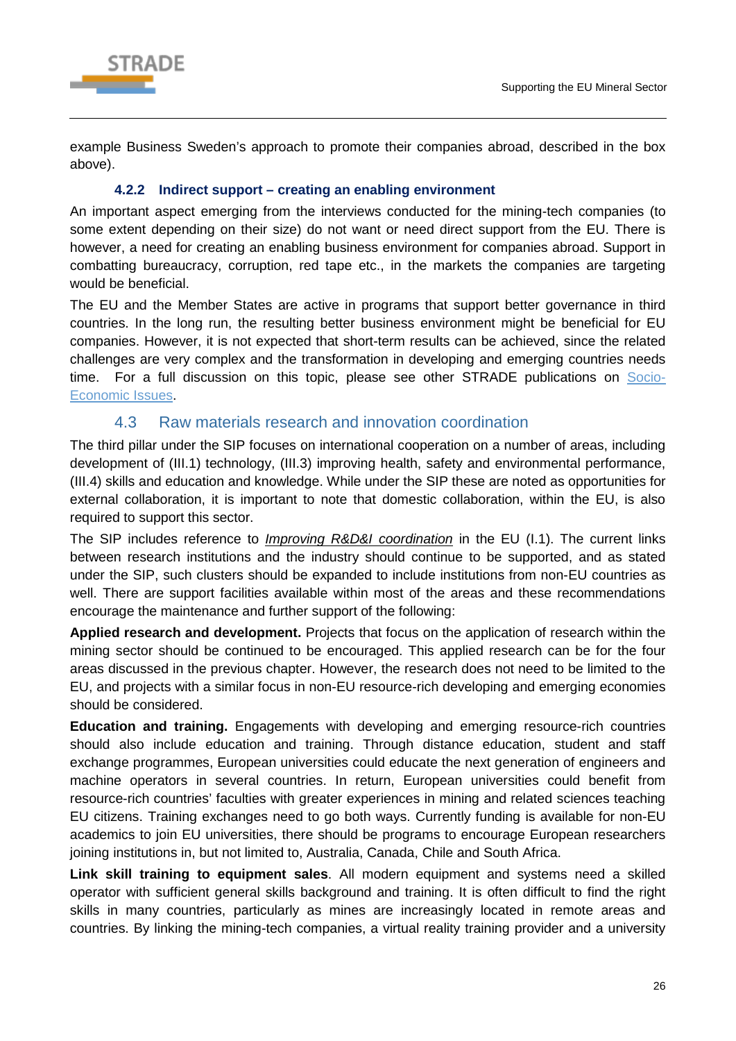example Business Sweden's approach to promote their companies abroad, described in the box above).

#### 4.2.2 Indirect support – creating an enabling environment

An important aspect emerging from the interviews conducted for the mining-tech companies (to some extent depending on their size) do not want or need direct support from the EU. There is however, a need for creating an enabling business environment for companies abroad. Support in combatting bureaucracy, corruption, red tape etc., in the markets the companies are targeting would be beneficial.

The EU and the Member States are active in programs that support better governance in third countries. In the long run, the resulting better business environment might be beneficial for EU companies. However, it is not expected that short-term results can be achieved, since the related challenges are very complex and the transformation in developing and emerging countries needs time. For a full discussion on this topic, please see other STRADE publications on Socio-Economic Issues.

### 4.3 Raw materials research and innovation coordination

The third pillar under the SIP focuses on international cooperation on a number of areas, including development of (III.1) technology, (III.3) improving health, safety and environmental performance, (III.4) skills and education and knowledge. While under the SIP these are noted as opportunities for external collaboration, it is important to note that domestic collaboration, within the EU, is also required to support this sector.

The SIP includes reference to *Improving R&D&I coordination* in the EU (I.1). The current links between research institutions and the industry should continue to be supported, and as stated under the SIP, such clusters should be expanded to include institutions from non-EU countries as well. There are support facilities available within most of the areas and these recommendations encourage the maintenance and further support of the following:

**Applied research and development.** Projects that focus on the application of research within the mining sector should be continued to be encouraged. This applied research can be for the four areas discussed in the previous chapter. However, the research does not need to be limited to the EU, and projects with a similar focus in non-EU resource-rich developing and emerging economies should be considered.

**Education and training.** Engagements with developing and emerging resource-rich countries should also include education and training. Through distance education, student and staff exchange programmes, European universities could educate the next generation of engineers and machine operators in several countries. In return, European universities could benefit from resource-rich countries' faculties with greater experiences in mining and related sciences teaching EU citizens. Training exchanges need to go both ways. Currently funding is available for non-EU academics to join EU universities, there should be programs to encourage European researchers joining institutions in, but not limited to, Australia, Canada, Chile and South Africa.

**Link skill training to equipment sales**. All modern equipment and systems need a skilled operator with sufficient general skills background and training. It is often difficult to find the right skills in many countries, particularly as mines are increasingly located in remote areas and countries. By linking the mining-tech companies, a virtual reality training provider and a university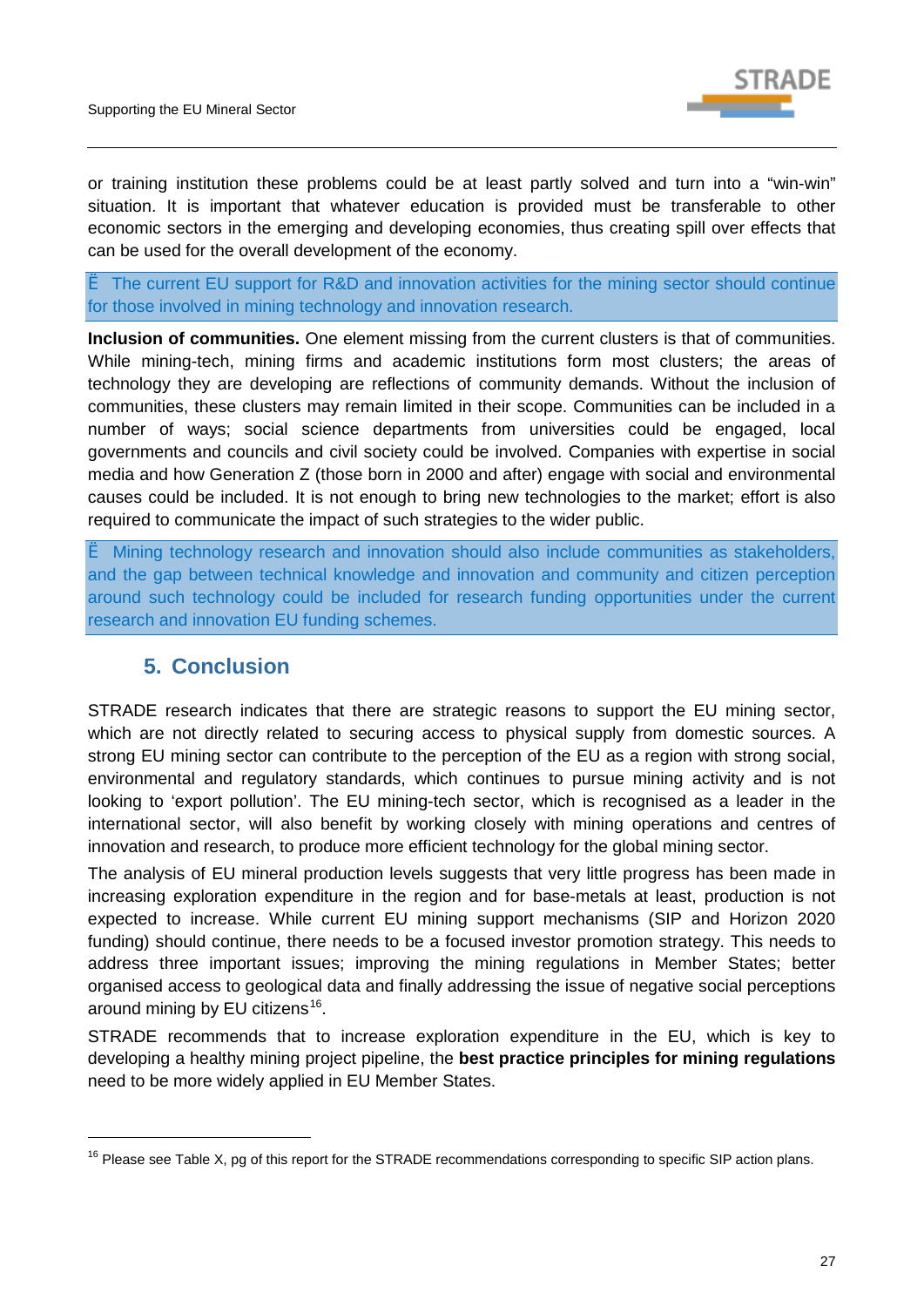or training institution these problems could be at least partly solved and turn into a "win-win" situation. It is important that whatever education is provided must be transferable to other economic sectors in the emerging and developing economies, thus creating spill over effects that can be used for the overall development of the economy.

> Ë The current EU support for R&D and innovation activities for the mining sector should continue for those involved in mining technology and innovation research.

**Inclusion of communities.** One element missing from the current clusters is that of communities. While mining-tech, mining firms and academic institutions form most clusters; the areas of technology they are developing are reflections of community demands. Without the inclusion of communities, these clusters may remain limited in their scope. Communities can be included in a number of ways; social science departments from universities could be engaged, local governments and councils and civil society could be involved. Companies with expertise in social media and how Generation Z (those born in 2000 and after) engage with social and environmental causes could be included. It is not enough to bring new technologies to the market; effort is also required to communicate the impact of such strategies to the wider public.

> Ë Mining technology research and innovation should also include communities as stakeholders, and the gap between technical knowledge and innovation and community and citizen perception around such technology could be included for research funding opportunities under the current research and innovation EU funding schemes.

## 5. Conclusion

STRADE research indicates that there are strategic reasons to support the EU mining sector, which are not directly related to securing access to physical supply from domestic sources. A strong EU mining sector can contribute to the perception of the EU as a region with strong social, environmental and regulatory standards, which continues to pursue mining activity and is not looking to 'export pollution'. The EU mining-tech sector, which is recognised as a leader in the international sector, will also benefit by working closely with mining operations and centres of innovation and research, to produce more efficient technology for the global mining sector.

The analysis of EU mineral production levels suggests that very little progress has been made in increasing exploration expenditure in the region and for base-metals at least, production is not expected to increase. While current EU mining support mechanisms (SIP and Horizon 2020 funding) should continue, there needs to be a focused investor promotion strategy. This needs to address three important issues; improving the mining regulations in Member States; better organised access to geological data and finally addressing the issue of negative social perceptions around mining by EU citizens[16].

STRADE recommends that to increase exploration expenditure in the EU, which is key to developing a healthy mining project pipeline, the **best practice principles for mining regulations** need to be more widely applied in EU Member States.

[16] Please see Table X, pg of this report for the STRADE recommendations corresponding to specific SIP action plans.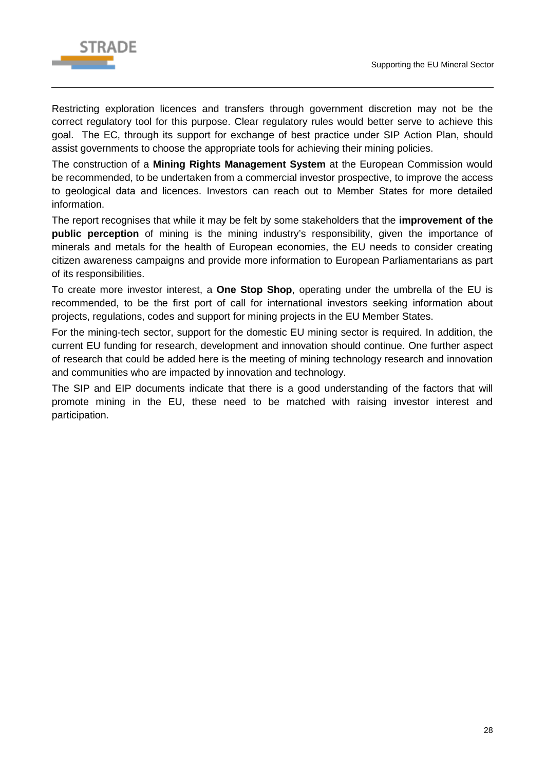Restricting exploration licences and transfers through government discretion may not be the correct regulatory tool for this purpose. Clear regulatory rules would better serve to achieve this goal. The EC, through its support for exchange of best practice under SIP Action Plan, should assist governments to choose the appropriate tools for achieving their mining policies.

The construction of a **Mining Rights Management System** at the European Commission would be recommended, to be undertaken from a commercial investor prospective, to improve the access to geological data and licences. Investors can reach out to Member States for more detailed information.

The report recognises that while it may be felt by some stakeholders that the **improvement of the public perception** of mining is the mining industry's responsibility, given the importance of minerals and metals for the health of European economies, the EU needs to consider creating citizen awareness campaigns and provide more information to European Parliamentarians as part of its responsibilities.

To create more investor interest, a **One Stop Shop**, operating under the umbrella of the EU is recommended, to be the first port of call for international investors seeking information about projects, regulations, codes and support for mining projects in the EU Member States.

For the mining-tech sector, support for the domestic EU mining sector is required. In addition, the current EU funding for research, development and innovation should continue. One further aspect of research that could be added here is the meeting of mining technology research and innovation and communities who are impacted by innovation and technology.

The SIP and EIP documents indicate that there is a good understanding of the factors that will promote mining in the EU, these need to be matched with raising investor interest and participation.